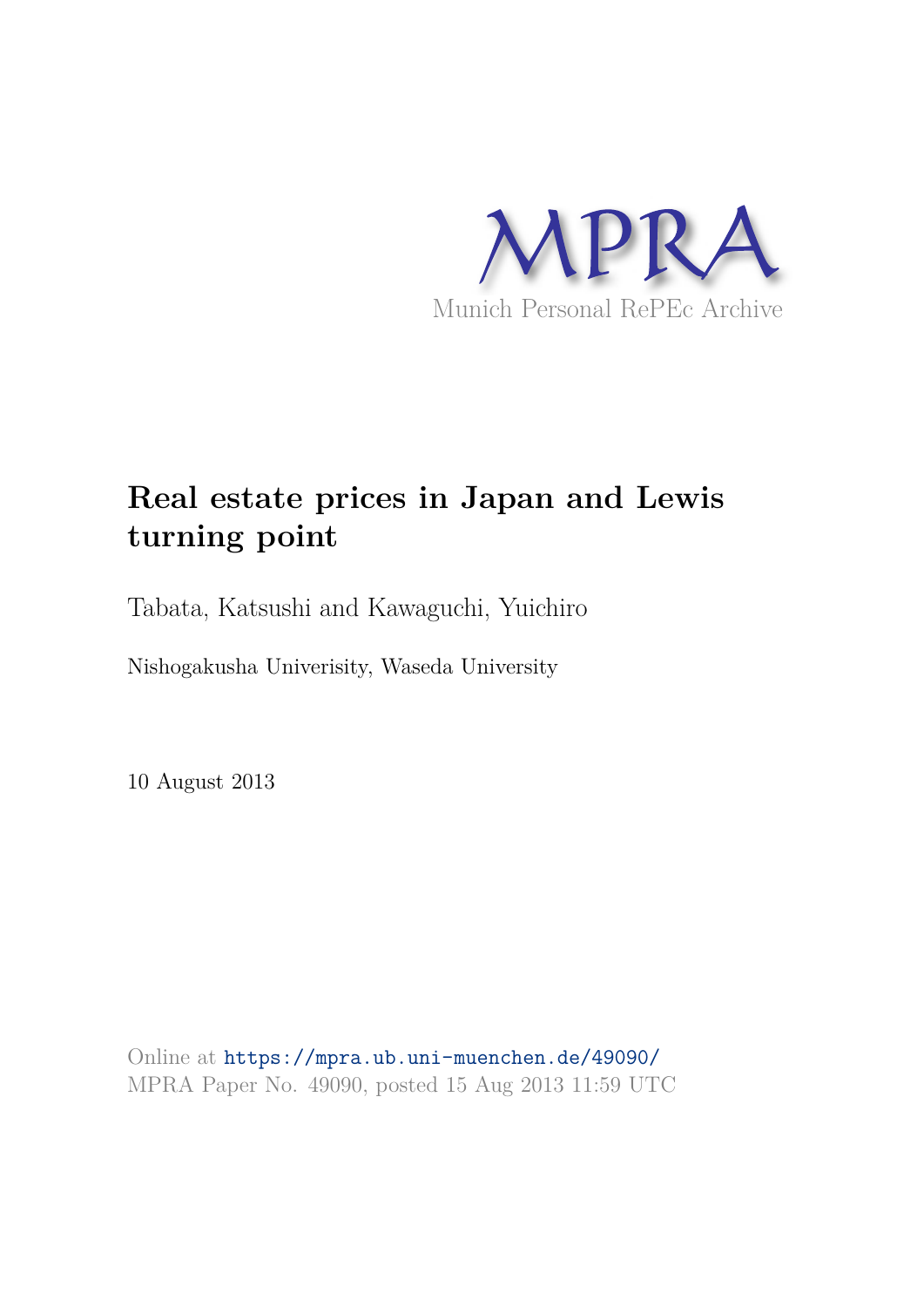MPRA

Munich Personal RePEc Archive

# Real estate prices in Japan and Lewis turning point

Tabata, Katsushi and Kawaguchi, Yuichiro

Nishogakusha Univerisity, Waseda University

10 August 2013

Online at https://mpra.ub.uni-muenchen.de/49090/
MPRA Paper No. 49090, posted 15 Aug 2013 11:59 UTC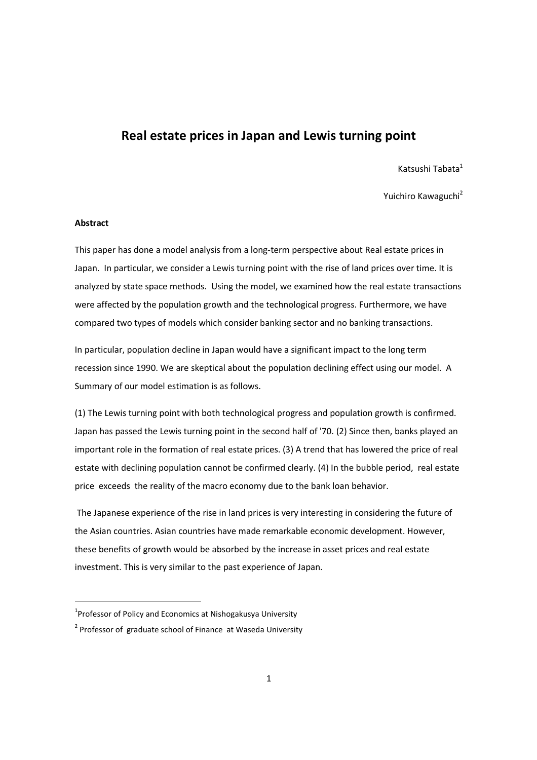# Real estate prices in Japan and Lewis turning point

Katsushi Tabata[1]

Yuichiro Kawaguchi[2]

**Abstract**

This paper has done a model analysis from a long-term perspective about Real estate prices in Japan. In particular, we consider a Lewis turning point with the rise of land prices over time. It is analyzed by state space methods. Using the model, we examined how the real estate transactions were affected by the population growth and the technological progress. Furthermore, we have compared two types of models which consider banking sector and no banking transactions.

In particular, population decline in Japan would have a significant impact to the long term recession since 1990. We are skeptical about the population declining effect using our model. A Summary of our model estimation is as follows.

(1) The Lewis turning point with both technological progress and population growth is confirmed. Japan has passed the Lewis turning point in the second half of '70. (2) Since then, banks played an important role in the formation of real estate prices. (3) A trend that has lowered the price of real estate with declining population cannot be confirmed clearly. (4) In the bubble period, real estate price exceeds the reality of the macro economy due to the bank loan behavior.

The Japanese experience of the rise in land prices is very interesting in considering the future of the Asian countries. Asian countries have made remarkable economic development. However, these benefits of growth would be absorbed by the increase in asset prices and real estate investment. This is very similar to the past experience of Japan.

---

[1] Professor of Policy and Economics at Nishogakusya University

[2] Professor of graduate school of Finance at Waseda University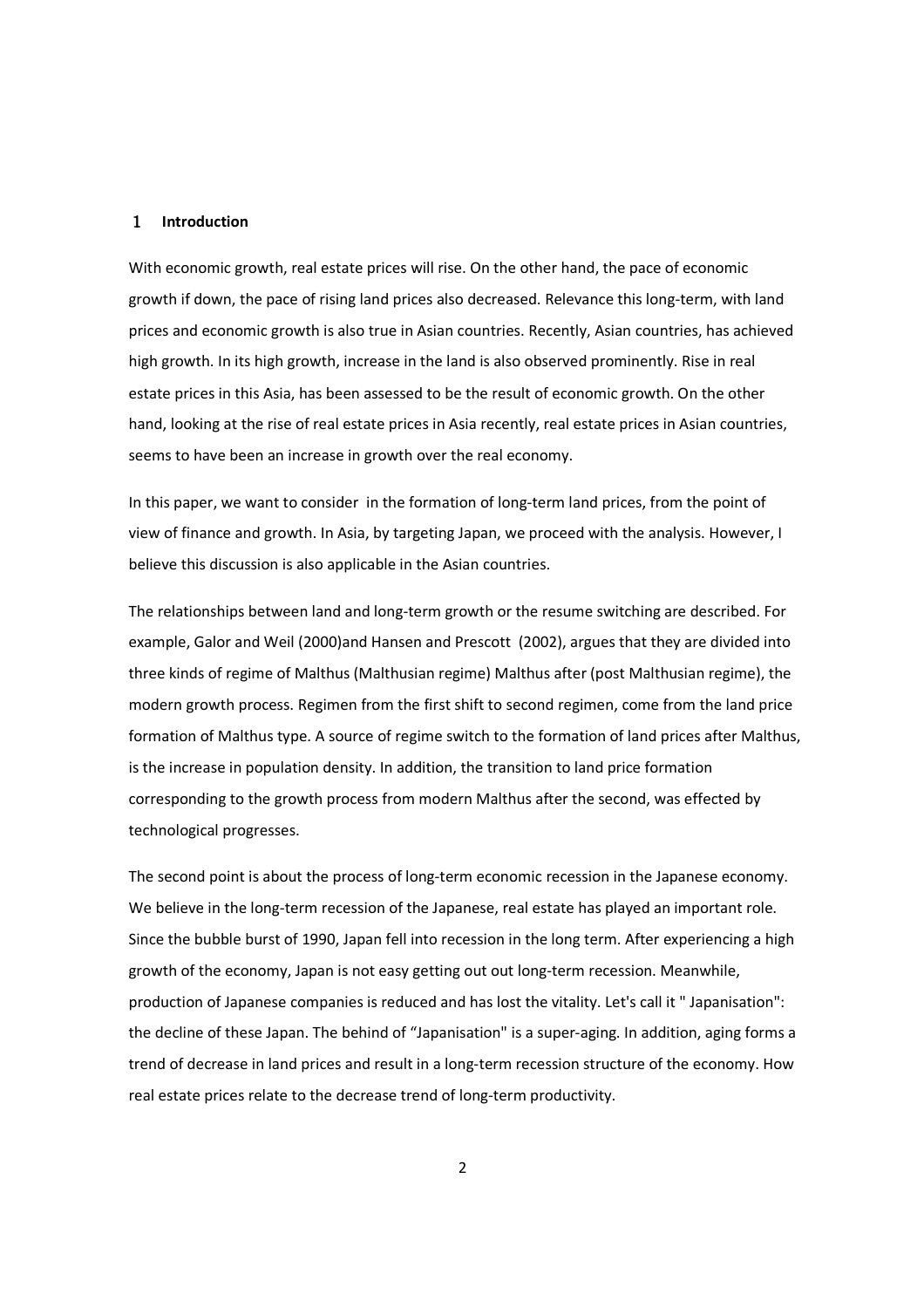# 1 Introduction

With economic growth, real estate prices will rise. On the other hand, the pace of economic growth if down, the pace of rising land prices also decreased. Relevance this long-term, with land prices and economic growth is also true in Asian countries. Recently, Asian countries, has achieved high growth. In its high growth, increase in the land is also observed prominently. Rise in real estate prices in this Asia, has been assessed to be the result of economic growth. On the other hand, looking at the rise of real estate prices in Asia recently, real estate prices in Asian countries, seems to have been an increase in growth over the real economy.

In this paper, we want to consider  in the formation of long-term land prices, from the point of view of finance and growth. In Asia, by targeting Japan, we proceed with the analysis. However, I believe this discussion is also applicable in the Asian countries.

The relationships between land and long-term growth or the resume switching are described. For example, Galor and Weil (2000)and Hansen and Prescott  (2002), argues that they are divided into three kinds of regime of Malthus (Malthusian regime) Malthus after (post Malthusian regime), the modern growth process. Regimen from the first shift to second regimen, come from the land price formation of Malthus type. A source of regime switch to the formation of land prices after Malthus, is the increase in population density. In addition, the transition to land price formation corresponding to the growth process from modern Malthus after the second, was effected by technological progresses.

The second point is about the process of long-term economic recession in the Japanese economy. We believe in the long-term recession of the Japanese, real estate has played an important role. Since the bubble burst of 1990, Japan fell into recession in the long term. After experiencing a high growth of the economy, Japan is not easy getting out out long-term recession. Meanwhile, production of Japanese companies is reduced and has lost the vitality. Let's call it " Japanisation": the decline of these Japan. The behind of "Japanisation" is a super-aging. In addition, aging forms a trend of decrease in land prices and result in a long-term recession structure of the economy. How real estate prices relate to the decrease trend of long-term productivity.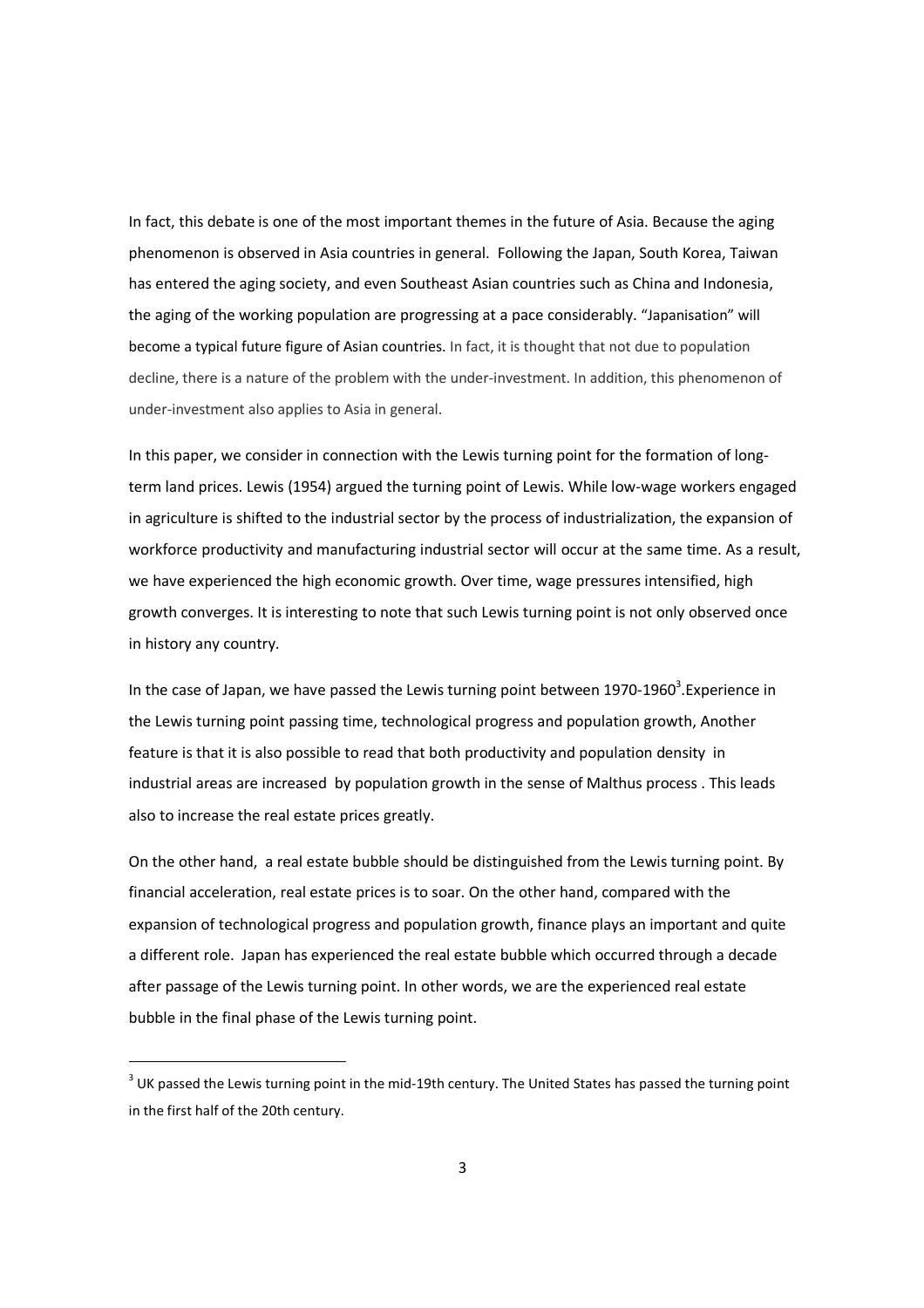In fact, this debate is one of the most important themes in the future of Asia. Because the aging phenomenon is observed in Asia countries in general. Following the Japan, South Korea, Taiwan has entered the aging society, and even Southeast Asian countries such as China and Indonesia, the aging of the working population are progressing at a pace considerably. "Japanisation" will become a typical future figure of Asian countries. In fact, it is thought that not due to population decline, there is a nature of the problem with the under-investment. In addition, this phenomenon of under-investment also applies to Asia in general.

In this paper, we consider in connection with the Lewis turning point for the formation of long-term land prices. Lewis (1954) argued the turning point of Lewis. While low-wage workers engaged in agriculture is shifted to the industrial sector by the process of industrialization, the expansion of workforce productivity and manufacturing industrial sector will occur at the same time. As a result, we have experienced the high economic growth. Over time, wage pressures intensified, high growth converges. It is interesting to note that such Lewis turning point is not only observed once in history any country.

In the case of Japan, we have passed the Lewis turning point between 1970-1960[3].Experience in the Lewis turning point passing time, technological progress and population growth, Another feature is that it is also possible to read that both productivity and population density in industrial areas are increased by population growth in the sense of Malthus process . This leads also to increase the real estate prices greatly.

On the other hand, a real estate bubble should be distinguished from the Lewis turning point. By financial acceleration, real estate prices is to soar. On the other hand, compared with the expansion of technological progress and population growth, finance plays an important and quite a different role. Japan has experienced the real estate bubble which occurred through a decade after passage of the Lewis turning point. In other words, we are the experienced real estate bubble in the final phase of the Lewis turning point.

---

[3] UK passed the Lewis turning point in the mid-19th century. The United States has passed the turning point in the first half of the 20th century.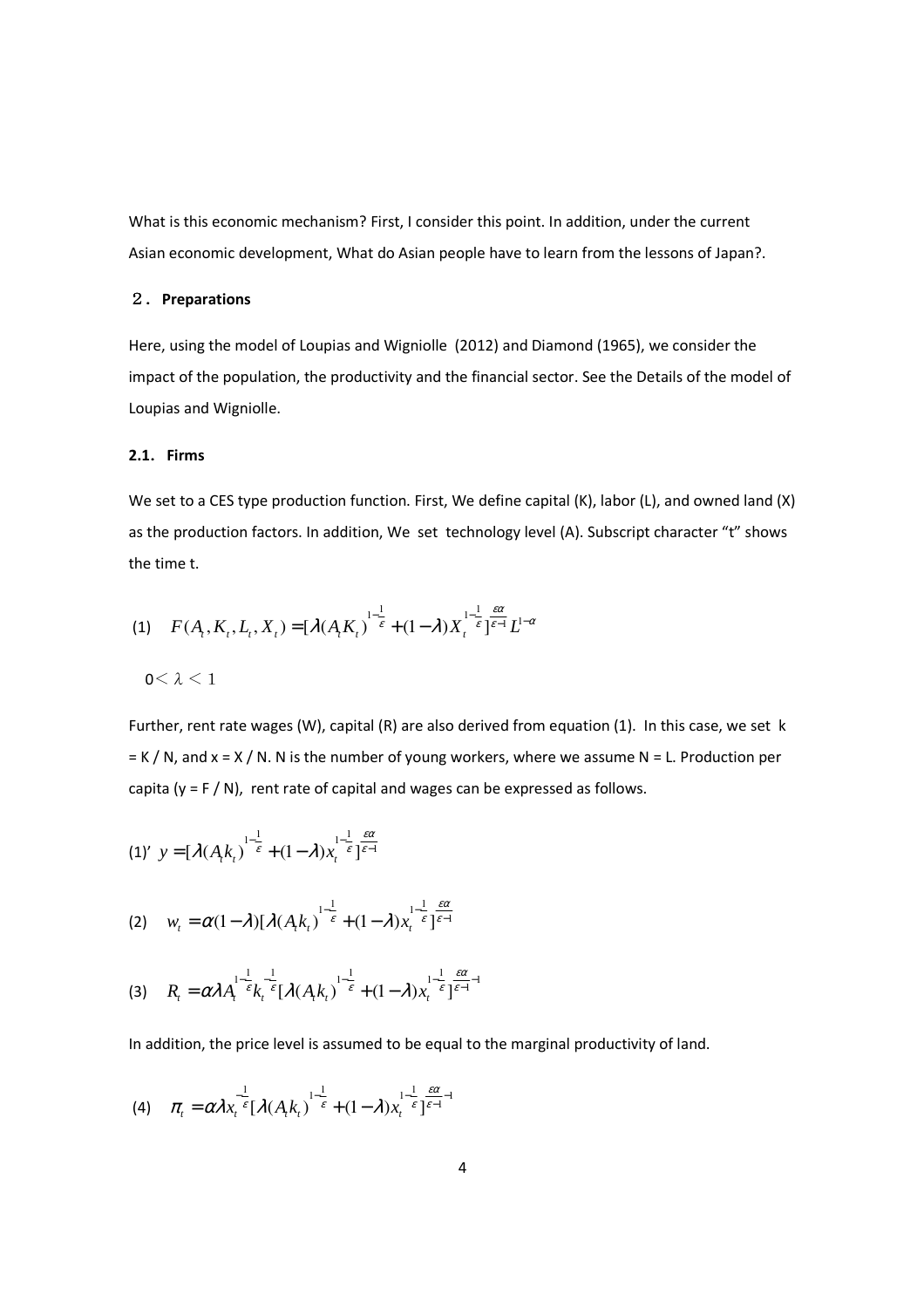What is this economic mechanism? First, I consider this point. In addition, under the current Asian economic development, What do Asian people have to learn from the lessons of Japan?.

## ２．Preparations

Here, using the model of Loupias and Wigniolle (2012) and Diamond (1965), we consider the impact of the population, the productivity and the financial sector. See the Details of the model of Loupias and Wigniolle.

### 2.1. Firms

We set to a CES type production function. First, We define capital (K), labor (L), and owned land (X) as the production factors. In addition, We set technology level (A). Subscript character "t" shows the time t.

$$\text{(1)} \quad F(A_t, K_t, L_t, X_t) = [\lambda(A_t K_t)^{1-\frac{1}{\varepsilon}} + (1-\lambda)X_t^{1-\frac{1}{\varepsilon}}]^{\frac{\varepsilon\alpha}{\varepsilon-1}} L^{1-\alpha}$$

$0 < \lambda < 1$

Further, rent rate wages (W), capital (R) are also derived from equation (1). In this case, we set k = K / N, and x = X / N. N is the number of young workers, where we assume N = L. Production per capita (y = F / N), rent rate of capital and wages can be expressed as follows.

$$\text{(1)'} \quad y = [\lambda(A_t k_t)^{1-\frac{1}{\varepsilon}} + (1-\lambda)x_t^{1-\frac{1}{\varepsilon}}]^{\frac{\varepsilon\alpha}{\varepsilon-1}}$$

$$\text{(2)} \quad w_t = \alpha(1-\lambda)[\lambda(A_t k_t)^{1-\frac{1}{\varepsilon}} + (1-\lambda)x_t^{1-\frac{1}{\varepsilon}}]^{\frac{\varepsilon\alpha}{\varepsilon-1}}$$

$$\text{(3)} \quad R_t = \alpha\lambda A_t^{1-\frac{1}{\varepsilon}} k_t^{-\frac{1}{\varepsilon}} [\lambda(A_t k_t)^{1-\frac{1}{\varepsilon}} + (1-\lambda)x_t^{1-\frac{1}{\varepsilon}}]^{\frac{\varepsilon\alpha}{\varepsilon-1}-1}$$

In addition, the price level is assumed to be equal to the marginal productivity of land.

$$\text{(4)} \quad \pi_t = \alpha\lambda x_t^{-\frac{1}{\varepsilon}} [\lambda(A_t k_t)^{1-\frac{1}{\varepsilon}} + (1-\lambda)x_t^{1-\frac{1}{\varepsilon}}]^{\frac{\varepsilon\alpha}{\varepsilon-1}-1}$$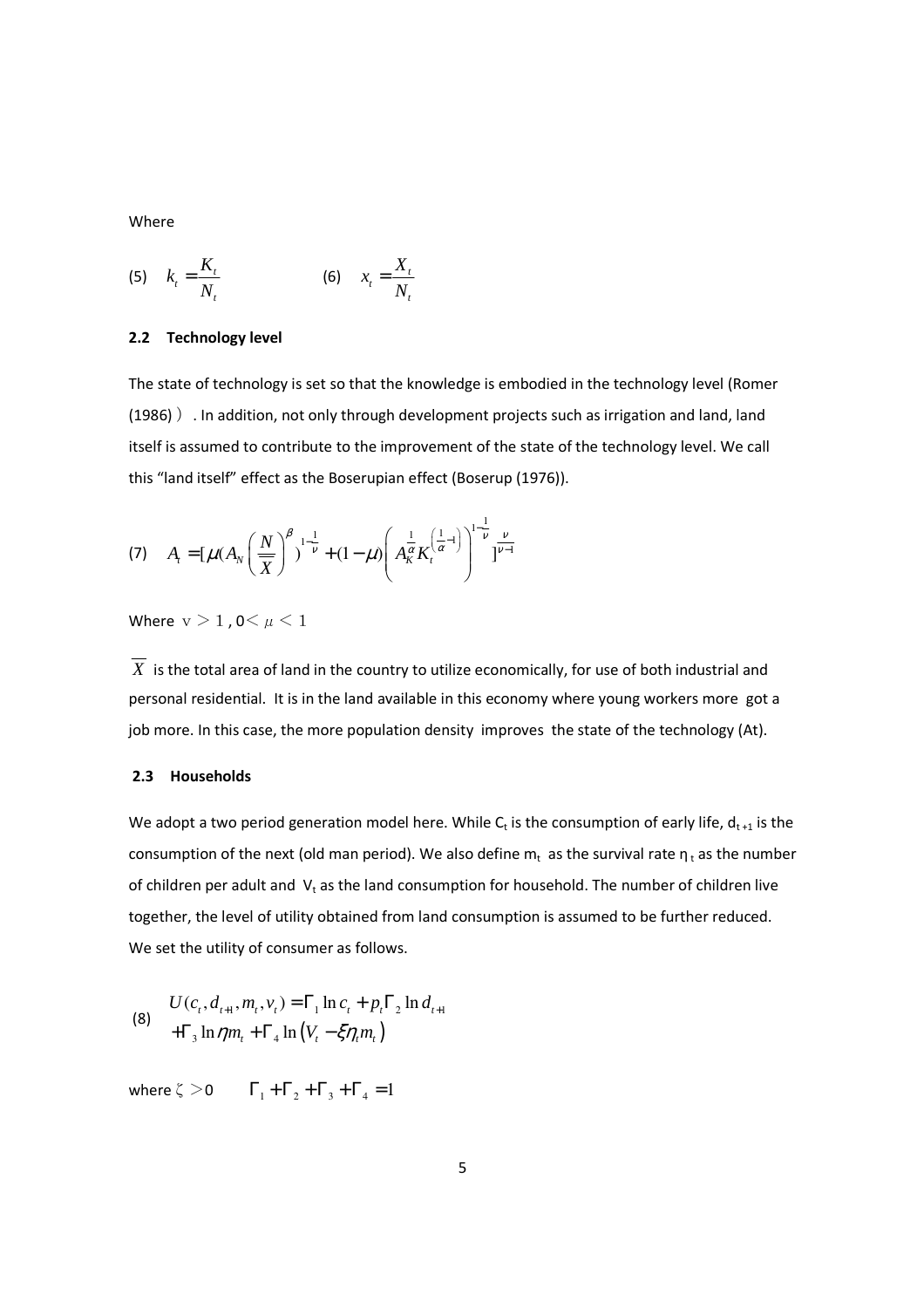Where

(5) $k_t = \dfrac{K_t}{N_t}$ (6) $x_t = \dfrac{X_t}{N_t}$

### 2.2 Technology level

The state of technology is set so that the knowledge is embodied in the technology level (Romer (1986)). In addition, not only through development projects such as irrigation and land, land itself is assumed to contribute to the improvement of the state of the technology level. We call this "land itself" effect as the Boserupian effect (Boserup (1976)).

$$\text{(7)} \quad A_t = [\mu (A_N \left(\frac{N}{\overline{X}}\right)^{\beta})^{1-\frac{1}{\nu}} + (1-\mu)\left(A_K^{\frac{1}{\alpha}} K_t^{\left(\frac{1}{\alpha}-1\right)}\right)^{1-\frac{1}{\nu}}]^{\frac{\nu}{\nu-1}}$$

Where $\nu > 1$, $0 < \mu < 1$

$\overline{X}$ is the total area of land in the country to utilize economically, for use of both industrial and personal residential. It is in the land available in this economy where young workers more got a job more. In this case, the more population density improves the state of the technology (At).

### 2.3 Households

We adopt a two period generation model here. While $C_t$ is the consumption of early life, $d_{t+1}$ is the consumption of the next (old man period). We also define $m_t$ as the survival rate $\eta_t$ as the number of children per adult and $V_t$ as the land consumption for household. The number of children live together, the level of utility obtained from land consumption is assumed to be further reduced. We set the utility of consumer as follows.

$$\text{(8)} \quad \begin{aligned} U(c_t, d_{t+1}, m_t, v_t) &= \Gamma_1 \ln c_t + p_t \Gamma_2 \ln d_{t+1} \\ &+ \Gamma_3 \ln \eta m_t + \Gamma_4 \ln \left(V_t - \xi \eta_t m_t\right) \end{aligned}$$

where $\zeta > 0$ $\quad \Gamma_1 + \Gamma_2 + \Gamma_3 + \Gamma_4 = 1$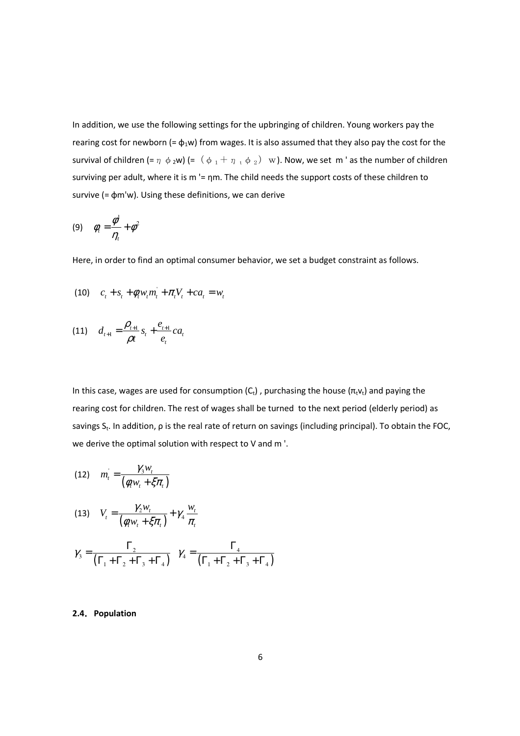In addition, we use the following settings for the upbringing of children. Young workers pay the rearing cost for newborn (= $\phi_1 w$) from wages. It is also assumed that they also pay the cost for the survival of children (= $\eta \phi_2 w$) (= $(\phi_1 + \eta_t \phi_2) w$). Now, we set m ' as the number of children surviving per adult, where it is m '= ηm. The child needs the support costs of these children to survive (= ϕm'w). Using these definitions, we can derive

$$\text{(9)} \quad \phi_t = \frac{\phi^1}{\eta_t} + \phi^2$$

Here, in order to find an optimal consumer behavior, we set a budget constraint as follows.

$$\text{(10)} \quad c_t + s_t + \phi_t w_t m_t' + \pi_t V_t + ca_t = w_t$$

$$\text{(11)} \quad d_{t+1} = \frac{\rho_{t+1}}{\rho t} s_t + \frac{e_{t+1}}{e_t} ca_t$$

In this case, wages are used for consumption ($C_t$) , purchasing the house ($\pi_t v_t$) and paying the rearing cost for children. The rest of wages shall be turned to the next period (elderly period) as savings $S_t$. In addition, ρ is the real rate of return on savings (including principal). To obtain the FOC, we derive the optimal solution with respect to V and m '.

$$\text{(12)} \quad m_t' = \frac{\gamma_3 w_t}{(\phi_t w_t + \xi \pi_t)}$$

$$\text{(13)} \quad V_t = \frac{\gamma_2 w_t}{(\phi_t w_t + \xi \pi_t)} + \gamma_4 \frac{w_t}{\pi_t}$$

$$\gamma_3 = \frac{\Gamma_2}{(\Gamma_1 + \Gamma_2 + \Gamma_3 + \Gamma_4)} \quad \gamma_4 = \frac{\Gamma_4}{(\Gamma_1 + \Gamma_2 + \Gamma_3 + \Gamma_4)}$$

### 2.4. Population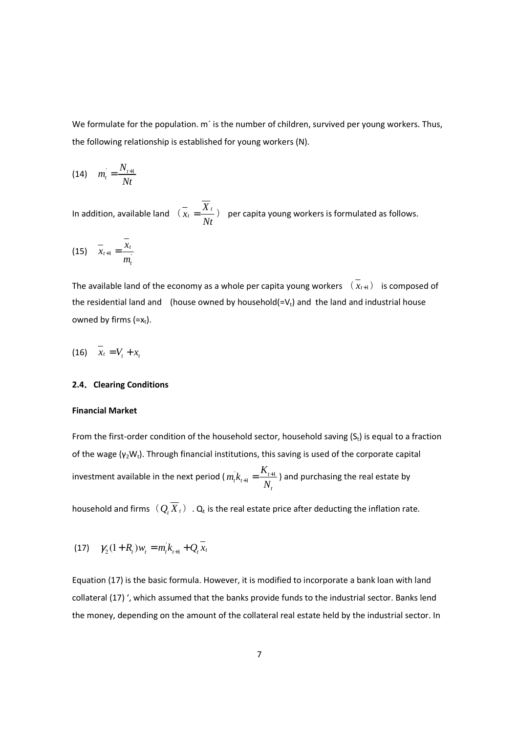We formulate for the population. m´ is the number of children, survived per young workers. Thus, the following relationship is established for young workers (N).

$$(14) \quad m_t^{'} = \frac{N_{t+1}}{Nt}$$

In addition, available land $(\bar{x}_t = \frac{\bar{X}_t}{Nt})$ per capita young workers is formulated as follows.

$$(15) \quad \bar{x}_{t+1} = \frac{\bar{x}_t}{m_t^{'}}$$

The available land of the economy as a whole per capita young workers $(\bar{x}_{t+1})$ is composed of the residential land and (house owned by household(=$V_t$) and the land and industrial house owned by firms (=$x_t$).

$$(16) \quad \bar{x}_t = V_t + x_t$$

**2.4. Clearing Conditions**

**Financial Market**

From the first-order condition of the household sector, household saving ($S_t$) is equal to a fraction of the wage ($\gamma_2 W_t$). Through financial institutions, this saving is used of the corporate capital investment available in the next period ($m_t^{'} k_{t+1} = \frac{K_{t+1}}{N_t}$) and purchasing the real estate by household and firms $(Q_t \bar{X}_t)$. $Q_t$ is the real estate price after deducting the inflation rate.

$$(17) \quad \gamma_2 (1 + R_t) w_t = m_t^{'} k_{t+1} + Q_t \bar{x}_t$$

Equation (17) is the basic formula. However, it is modified to incorporate a bank loan with land collateral (17) ', which assumed that the banks provide funds to the industrial sector. Banks lend the money, depending on the amount of the collateral real estate held by the industrial sector. In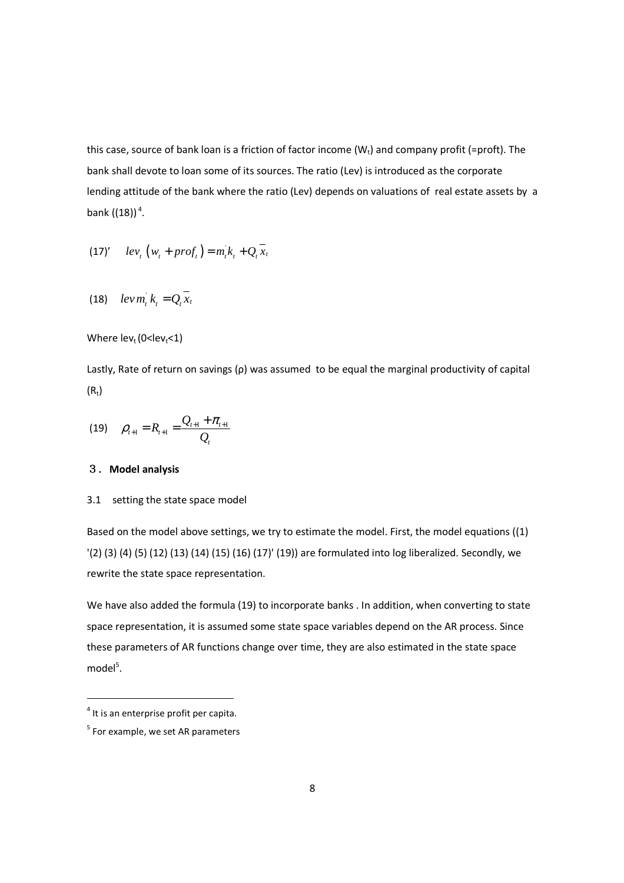this case, source of bank loan is a friction of factor income ($W_t$) and company profit (=proft). The bank shall devote to loan some of its sources. The ratio (Lev) is introduced as the corporate lending attitude of the bank where the ratio (Lev) depends on valuations of real estate assets by a bank ((18))[4].

$$\text{(17)'} \quad lev_t \left( w_t + prof_t \right) = m_t^{'} k_t + Q_t \overline{x}_t$$

$$\text{(18)} \quad lev\, m_t^{'} k_t = Q_t \overline{x}_t$$

Where $lev_t$ ($0<lev_t<1$)

Lastly, Rate of return on savings (ρ) was assumed to be equal the marginal productivity of capital ($R_t$)

$$\text{(19)} \quad \rho_{t+1} = R_{t+1} = \frac{Q_{t+1} + \pi_{t+1}}{Q_t}$$

## 3. Model analysis

### 3.1 setting the state space model

Based on the model above settings, we try to estimate the model. First, the model equations ((1) '(2) (3) (4) (5) (12) (13) (14) (15) (16) (17)' (19)) are formulated into log liberalized. Secondly, we rewrite the state space representation.

We have also added the formula (19) to incorporate banks . In addition, when converting to state space representation, it is assumed some state space variables depend on the AR process. Since these parameters of AR functions change over time, they are also estimated in the state space model[5].

---

[4] It is an enterprise profit per capita.

[5] For example, we set AR parameters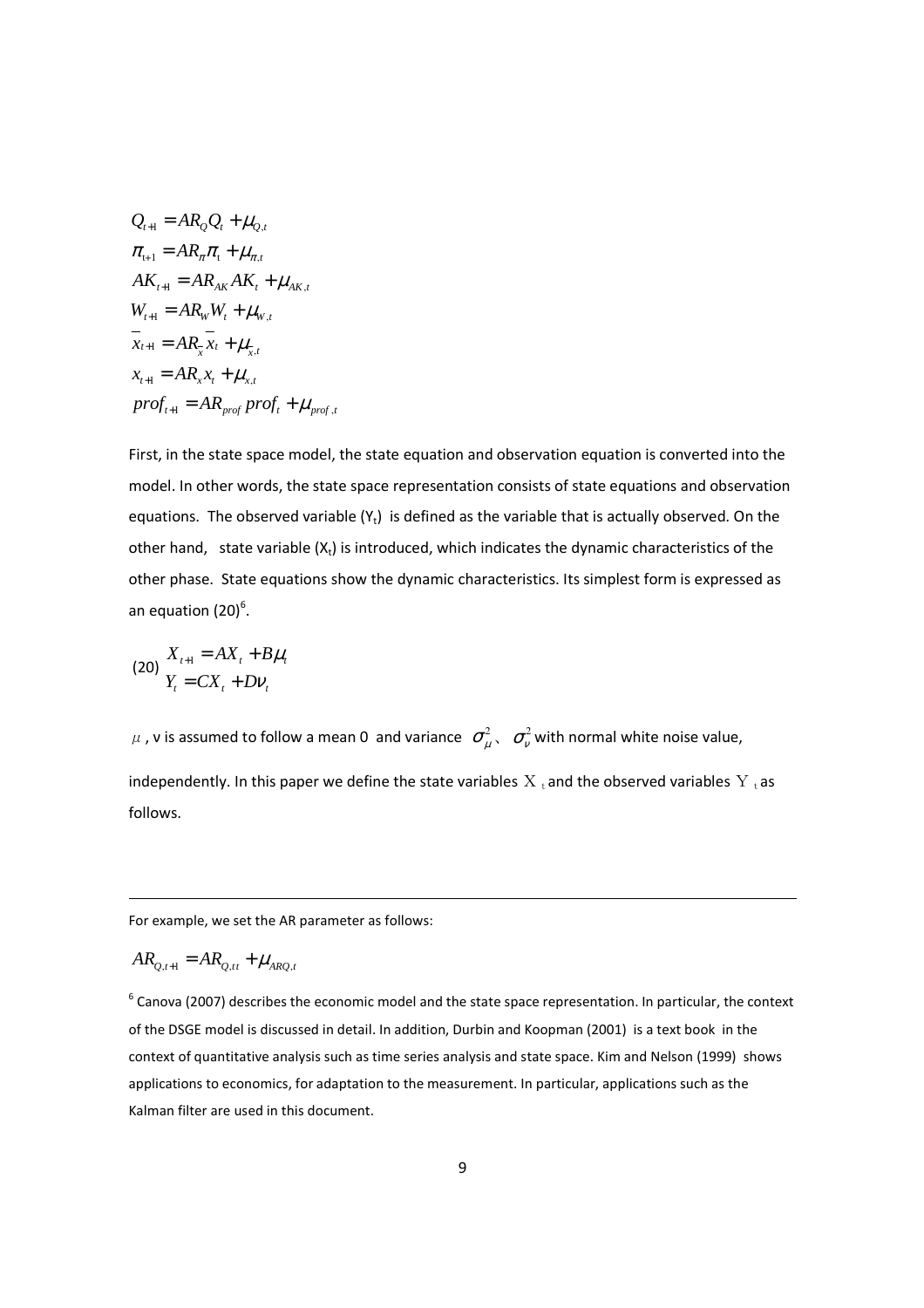$$Q_{t+1} = AR_Q Q_t + \mu_{Q,t}$$
$$\pi_{t+1} = AR_\pi \pi_t + \mu_{\pi,t}$$
$$AK_{t+1} = AR_{AK} AK_t + \mu_{AK,t}$$
$$W_{t+1} = AR_W W_t + \mu_{W,t}$$
$$\bar{x}_{t+1} = AR_{\bar{x}} \bar{x}_t + \mu_{\bar{x},t}$$
$$x_{t+1} = AR_x x_t + \mu_{x,t}$$
$$prof_{t+1} = AR_{prof}\, prof_t + \mu_{prof,t}$$

First, in the state space model, the state equation and observation equation is converted into the model. In other words, the state space representation consists of state equations and observation equations. The observed variable ($Y_t$) is defined as the variable that is actually observed. On the other hand, state variable ($X_t$) is introduced, which indicates the dynamic characteristics of the other phase. State equations show the dynamic characteristics. Its simplest form is expressed as an equation (20)[6].

(20)
$$X_{t+1} = AX_t + B\mu_t$$
$$Y_t = CX_t + D\nu_t$$

$\mu$ , ν is assumed to follow a mean 0 and variance $\sigma_\mu^2$、 $\sigma_\nu^2$ with normal white noise value, independently. In this paper we define the state variables $X_t$ and the observed variables $Y_t$ as follows.

---

For example, we set the AR parameter as follows:

$$AR_{Q,t+1} = AR_{Q,tt} + \mu_{ARQ,t}$$

[6] Canova (2007) describes the economic model and the state space representation. In particular, the context of the DSGE model is discussed in detail. In addition, Durbin and Koopman (2001) is a text book in the context of quantitative analysis such as time series analysis and state space. Kim and Nelson (1999) shows applications to economics, for adaptation to the measurement. In particular, applications such as the Kalman filter are used in this document.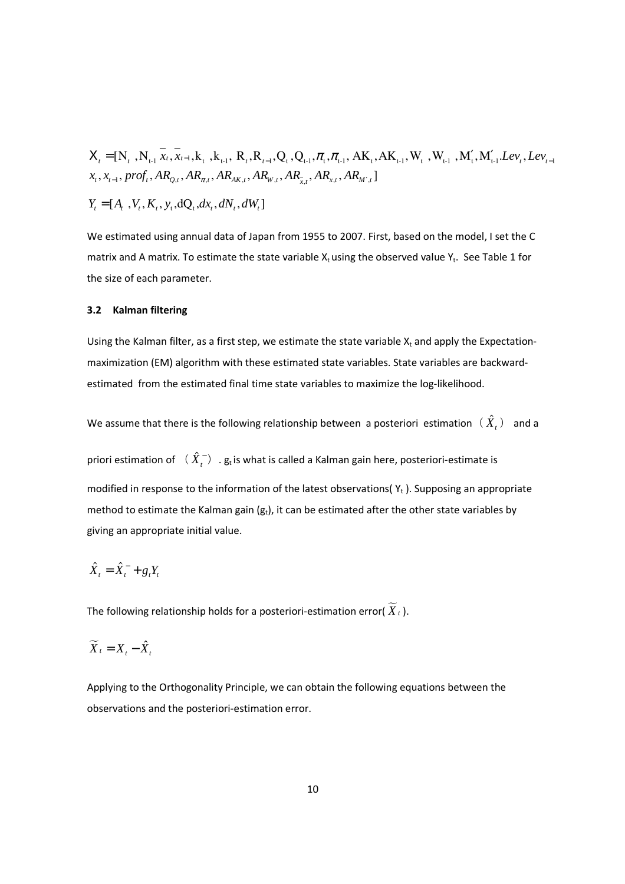$$X_t = [N_t, N_{t-1}, \bar{x}_t, \bar{x}_{t-1}, k_t, k_{t-1}, R_t, R_{t-1}, Q_t, Q_{t-1}, \pi_t, \pi_{t-1}, AK_t, AK_{t-1}, W_t, W_{t-1}, M'_t, M'_{t-1}, Lev_t, Lev_{t-1}$$
$$x_t, x_{t-1}, prof_t, AR_{Q,t}, AR_{\pi,t}, AR_{AK,t}, AR_{W,t}, AR_{\bar{x},t}, AR_{x,t}, AR_{M',t}]$$

$$Y_t = [A_t, V_t, K_t, y_t, dQ_t, dx_t, dN_t, dW_t]$$

We estimated using annual data of Japan from 1955 to 2007. First, based on the model, I set the C matrix and A matrix. To estimate the state variable $X_t$ using the observed value $Y_t$. See Table 1 for the size of each parameter.

### 3.2 Kalman filtering

Using the Kalman filter, as a first step, we estimate the state variable $X_t$ and apply the Expectation-maximization (EM) algorithm with these estimated state variables. State variables are backward-estimated from the estimated final time state variables to maximize the log-likelihood.

We assume that there is the following relationship between a posteriori estimation ($\hat{X}_t$) and a priori estimation of ($\hat{X}_t^-$). $g_t$ is what is called a Kalman gain here, posteriori-estimate is modified in response to the information of the latest observations( $Y_t$ ). Supposing an appropriate method to estimate the Kalman gain ($g_t$), it can be estimated after the other state variables by giving an appropriate initial value.

$$\hat{X}_t = \hat{X}_t^- + g_t Y_t$$

The following relationship holds for a posteriori-estimation error( $\widetilde{X}_t$ ).

$$\widetilde{X}_t = X_t - \hat{X}_t$$

Applying to the Orthogonality Principle, we can obtain the following equations between the observations and the posteriori-estimation error.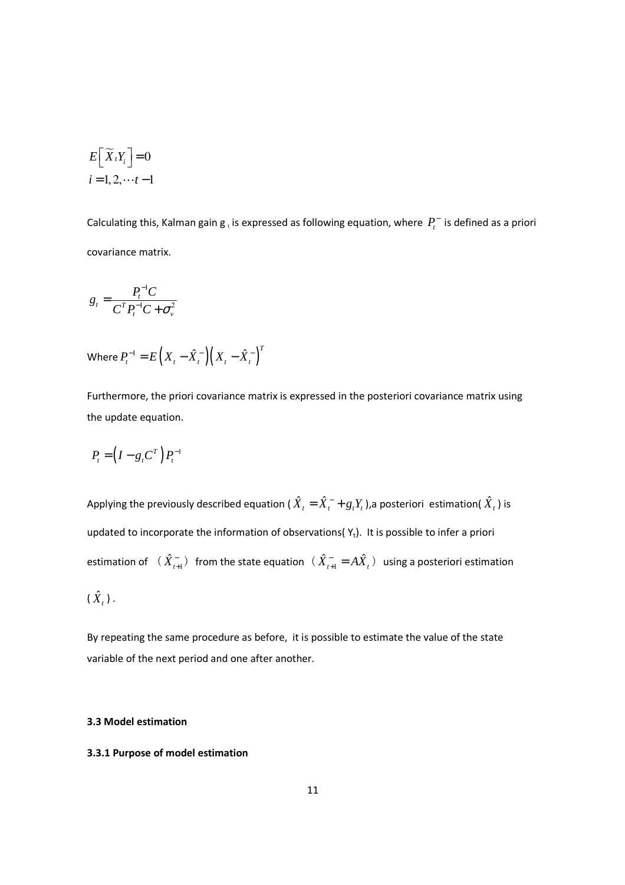$$E\left[\widetilde{X}_t Y_i\right] = 0$$
$$i = 1, 2, \cdots t-1$$

Calculating this, Kalman gain $g_t$ is expressed as following equation, where $P_t^-$ is defined as a priori covariance matrix.

$$g_t = \frac{P_t^{-1} C}{C^T P_t^{-1} C + \sigma_v^2}$$

Where $P_t^{-1} = E\left(X_t - \hat{X}_t^-\right)\left(X_t - \hat{X}_t^-\right)^T$

Furthermore, the priori covariance matrix is expressed in the posteriori covariance matrix using the update equation.

$$P_t = \left(I - g_t C^T\right) P_t^{-1}$$

Applying the previously described equation ( $\hat{X}_t = \hat{X}_t^- + g_t Y_t$ ),a posteriori estimation( $\hat{X}_t$ ) is updated to incorporate the information of observations( $Y_t$). It is possible to infer a priori estimation of ( $\hat{X}_{t+1}^-$ ) from the state equation ( $\hat{X}_{t+1}^- = A\hat{X}_t$ ) using a posteriori estimation ( $\hat{X}_t$ ).

By repeating the same procedure as before, it is possible to estimate the value of the state variable of the next period and one after another.

### 3.3 Model estimation

#### 3.3.1 Purpose of model estimation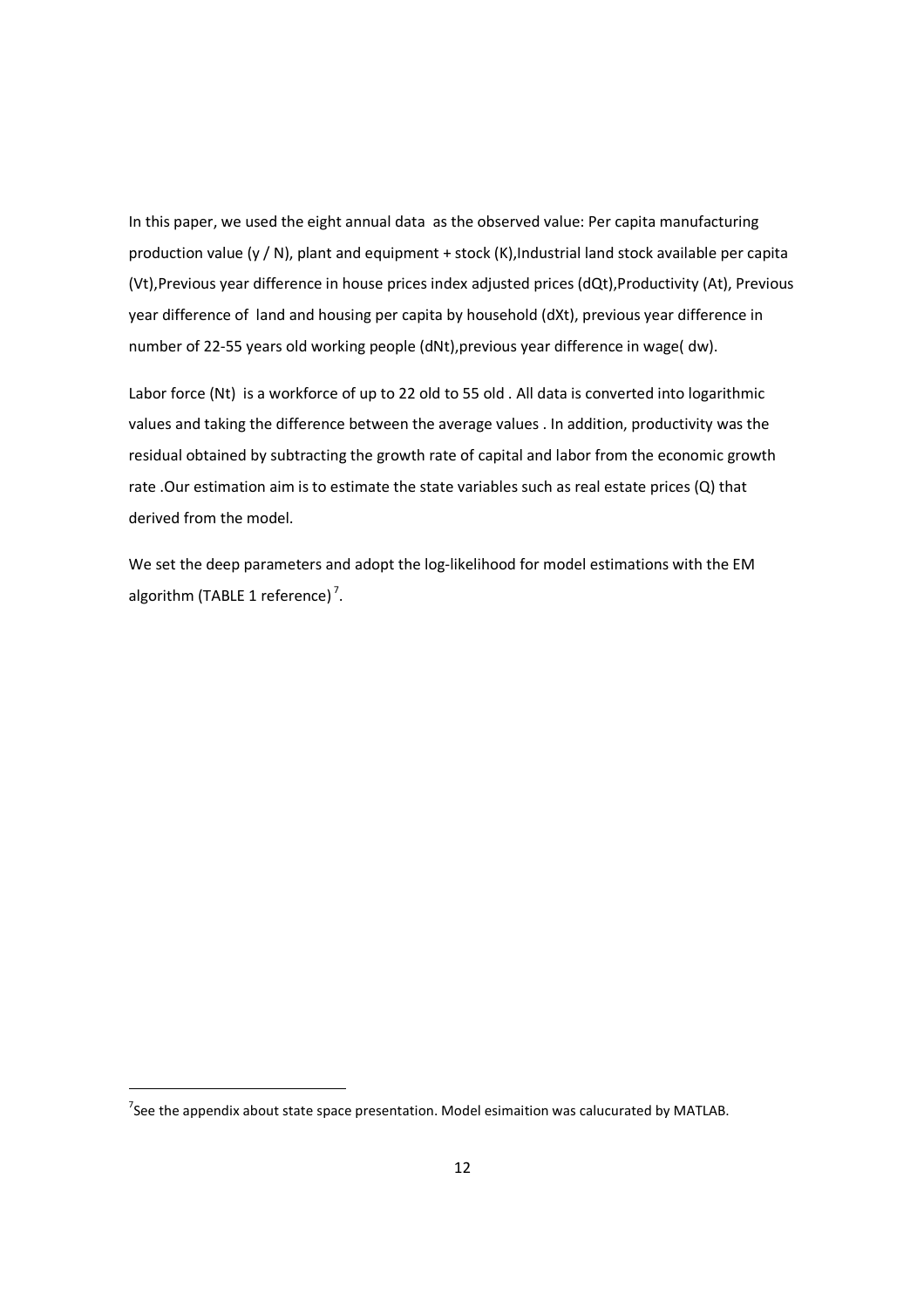In this paper, we used the eight annual data as the observed value: Per capita manufacturing production value ($y / N$), plant and equipment + stock ($K$),Industrial land stock available per capita ($V_t$),Previous year difference in house prices index adjusted prices ($dQ_t$),Productivity ($A_t$), Previous year difference of land and housing per capita by household ($dX_t$), previous year difference in number of 22-55 years old working people ($dN_t$),previous year difference in wage( $dw$).

Labor force ($N_t$) is a workforce of up to 22 old to 55 old . All data is converted into logarithmic values and taking the difference between the average values . In addition, productivity was the residual obtained by subtracting the growth rate of capital and labor from the economic growth rate .Our estimation aim is to estimate the state variables such as real estate prices ($Q$) that derived from the model.

We set the deep parameters and adopt the log-likelihood for model estimations with the EM algorithm (TABLE 1 reference) [7].

---

[7]See the appendix about state space presentation. Model esimaition was calucurated by MATLAB.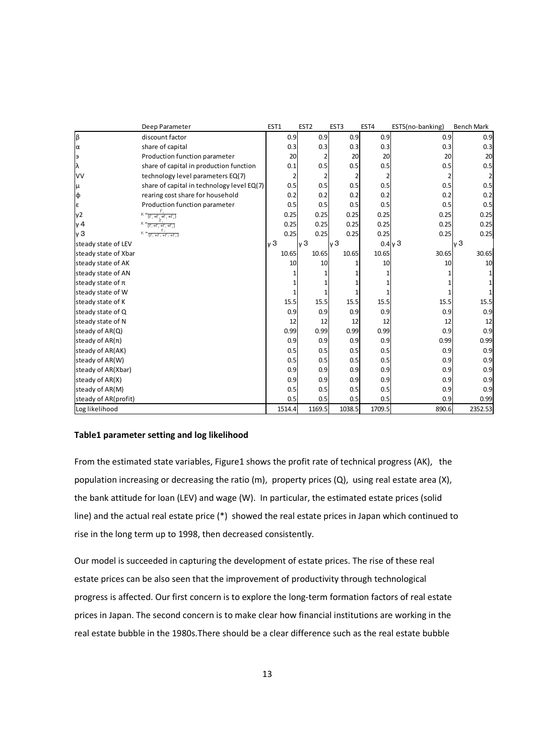| | Deep Parameter | EST1 | EST2 | EST3 | EST4 | EST5(no-banking) | Bench Mark |
|---|---|---|---|---|---|---|---|
| β | discount factor | 0.9 | 0.9 | 0.9 | 0.9 | 0.9 | 0.9 |
| α | share of capital | 0.3 | 0.3 | 0.3 | 0.3 | 0.3 | 0.3 |
| ϶ | Production function parameter | 20 | 2 | 20 | 20 | 20 | 20 |
| λ | share of capital in production function | 0.1 | 0.5 | 0.5 | 0.5 | 0.5 | 0.5 |
| VV | technology level parameters EQ(7) | 2 | 2 | 2 | 2 | 2 | 2 |
| μ | share of capital in technology level EQ(7) | 0.5 | 0.5 | 0.5 | 0.5 | 0.5 | 0.5 |
| ϕ | rearing cost share for household | 0.2 | 0.2 | 0.2 | 0.2 | 0.2 | 0.2 |
| ε | Production function parameter | 0.5 | 0.5 | 0.5 | 0.5 | 0.5 | 0.5 |
| γ2 | $\gamma_i = \frac{\Gamma_2}{(\Gamma_1+\Gamma_2+\Gamma_3+\Gamma_4)}$ | 0.25 | 0.25 | 0.25 | 0.25 | 0.25 | 0.25 |
| γ4 | $\gamma_i = \frac{\Gamma_4}{(\Gamma_1+\Gamma_2+\Gamma_3+\Gamma_4)}$ | 0.25 | 0.25 | 0.25 | 0.25 | 0.25 | 0.25 |
| γ3 | $\gamma_i = \frac{\Gamma_3}{(\Gamma_1+\Gamma_2+\Gamma_3+\Gamma_4)}$ | 0.25 | 0.25 | 0.25 | 0.25 | 0.25 | 0.25 |
| steady state of LEV | | γ3 | γ3 | γ3 | 0.4 | γ3 | γ3 |
| steady state of Xbar | | 10.65 | 10.65 | 10.65 | 10.65 | 30.65 | 30.65 |
| steady state of AK | | 10 | 10 | 1 | 10 | 10 | 10 |
| steady state of AN | | 1 | 1 | 1 | 1 | 1 | 1 |
| steady state of π | | 1 | 1 | 1 | 1 | 1 | 1 |
| steady state of W | | 1 | 1 | 1 | 1 | 1 | 1 |
| steady state of K | | 15.5 | 15.5 | 15.5 | 15.5 | 15.5 | 15.5 |
| steady state of Q | | 0.9 | 0.9 | 0.9 | 0.9 | 0.9 | 0.9 |
| steady state of N | | 12 | 12 | 12 | 12 | 12 | 12 |
| steady of AR(Q) | | 0.99 | 0.99 | 0.99 | 0.99 | 0.9 | 0.9 |
| steady of AR(π) | | 0.9 | 0.9 | 0.9 | 0.9 | 0.99 | 0.99 |
| steady of AR(AK) | | 0.5 | 0.5 | 0.5 | 0.5 | 0.9 | 0.9 |
| steady of AR(W) | | 0.5 | 0.5 | 0.5 | 0.5 | 0.9 | 0.9 |
| steady of AR(Xbar) | | 0.9 | 0.9 | 0.9 | 0.9 | 0.9 | 0.9 |
| steady of AR(X) | | 0.9 | 0.9 | 0.9 | 0.9 | 0.9 | 0.9 |
| steady of AR(M) | | 0.5 | 0.5 | 0.5 | 0.5 | 0.9 | 0.9 |
| steady of AR(profit) | | 0.5 | 0.5 | 0.5 | 0.5 | 0.9 | 0.99 |
| Log likelihood | | 1514.4 | 1169.5 | 1038.5 | 1709.5 | 890.6 | 2352.53 |

**Table1 parameter setting and log likelihood**

From the estimated state variables, Figure1 shows the profit rate of technical progress (AK), the population increasing or decreasing the ratio (m), property prices (Q), using real estate area (X), the bank attitude for loan (LEV) and wage (W). In particular, the estimated estate prices (solid line) and the actual real estate price (*) showed the real estate prices in Japan which continued to rise in the long term up to 1998, then decreased consistently.

Our model is succeeded in capturing the development of estate prices. The rise of these real estate prices can be also seen that the improvement of productivity through technological progress is affected. Our first concern is to explore the long-term formation factors of real estate prices in Japan. The second concern is to make clear how financial institutions are working in the real estate bubble in the 1980s.There should be a clear difference such as the real estate bubble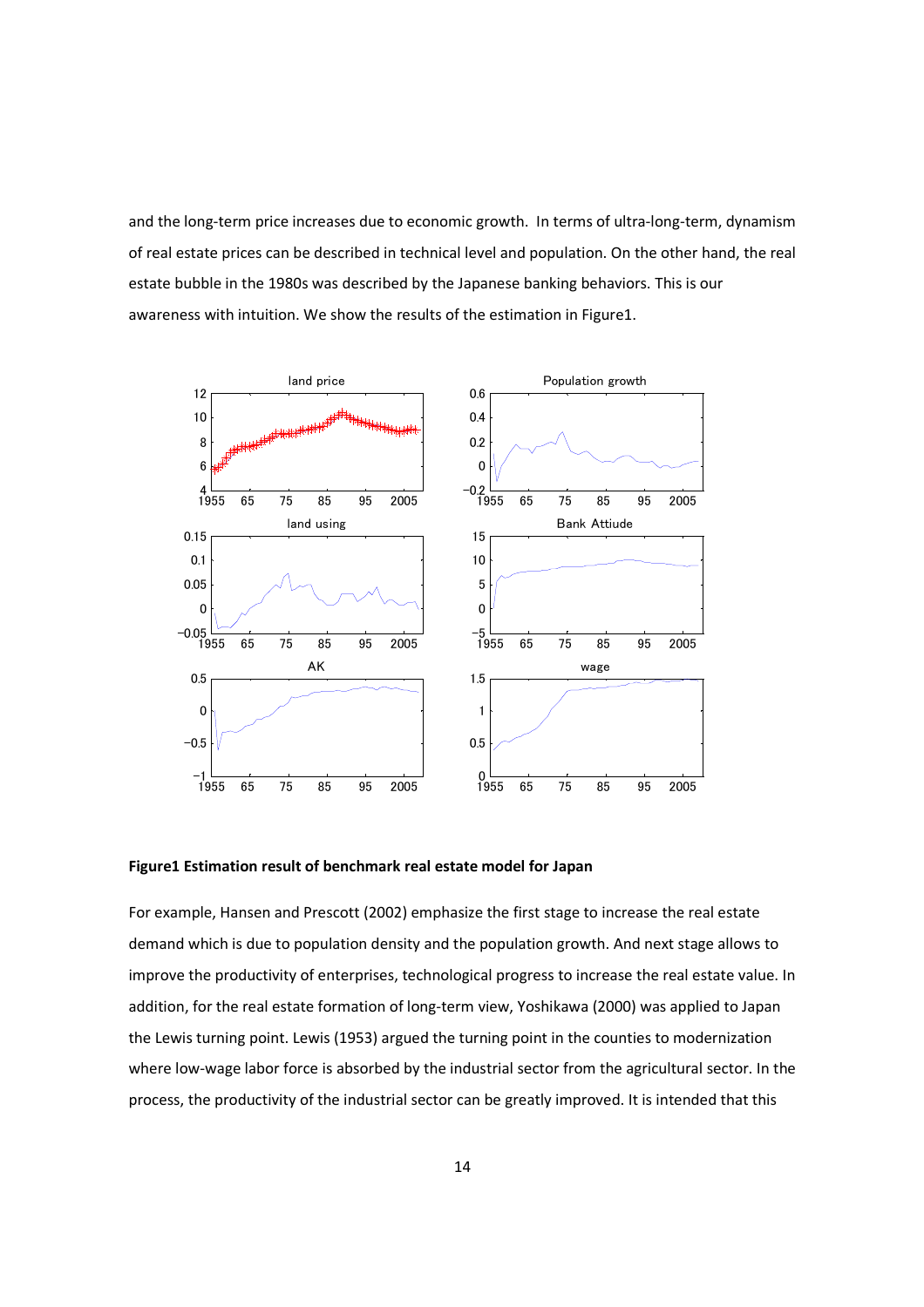and the long-term price increases due to economic growth. In terms of ultra-long-term, dynamism of real estate prices can be described in technical level and population. On the other hand, the real estate bubble in the 1980s was described by the Japanese banking behaviors. This is our awareness with intuition. We show the results of the estimation in Figure1.

**Figure1 Estimation result of benchmark real estate model for Japan**

For example, Hansen and Prescott (2002) emphasize the first stage to increase the real estate demand which is due to population density and the population growth. And next stage allows to improve the productivity of enterprises, technological progress to increase the real estate value. In addition, for the real estate formation of long-term view, Yoshikawa (2000) was applied to Japan the Lewis turning point. Lewis (1953) argued the turning point in the counties to modernization where low-wage labor force is absorbed by the industrial sector from the agricultural sector. In the process, the productivity of the industrial sector can be greatly improved. It is intended that this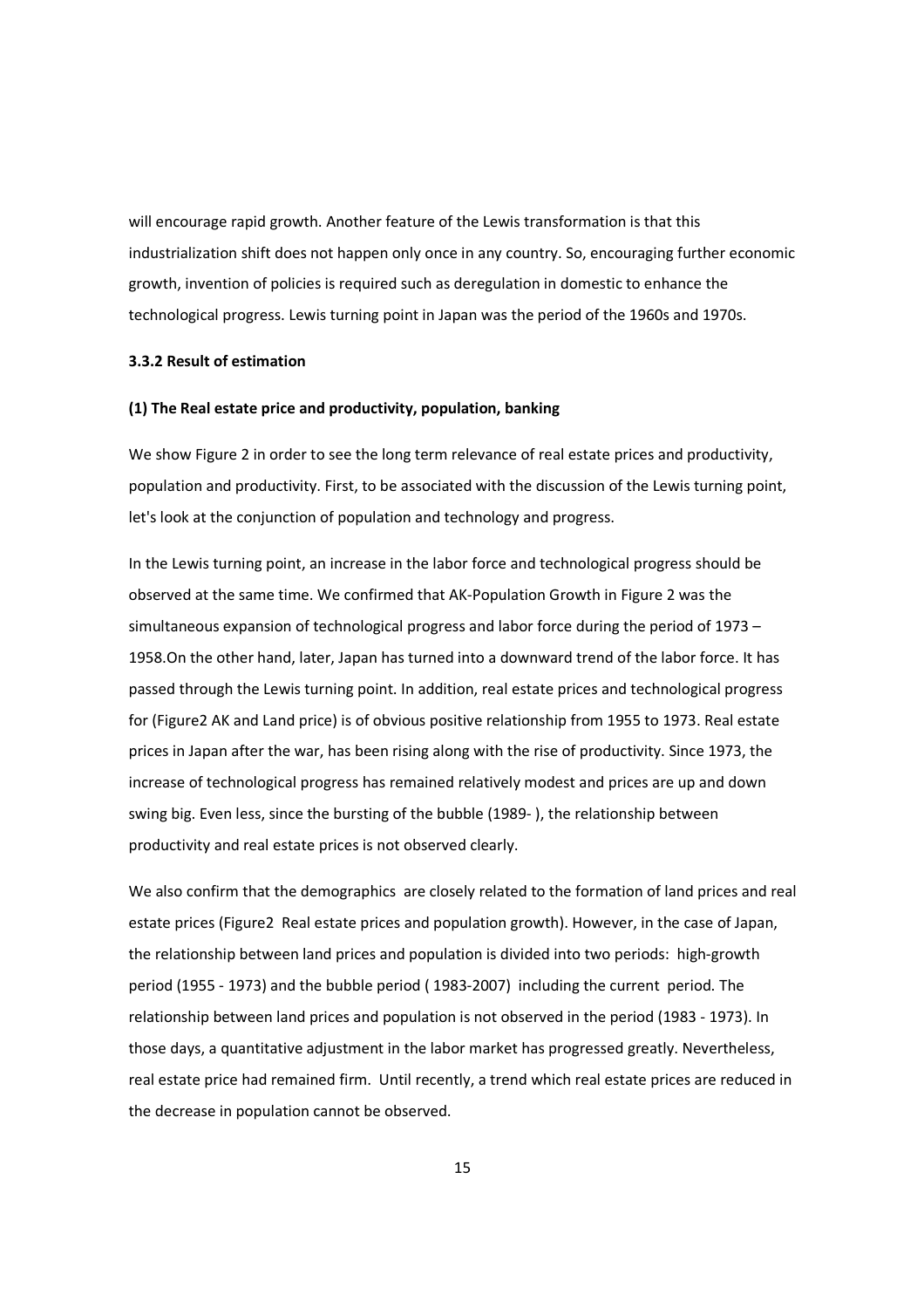will encourage rapid growth. Another feature of the Lewis transformation is that this industrialization shift does not happen only once in any country. So, encouraging further economic growth, invention of policies is required such as deregulation in domestic to enhance the technological progress. Lewis turning point in Japan was the period of the 1960s and 1970s.

### 3.3.2 Result of estimation

#### (1) The Real estate price and productivity, population, banking

We show Figure 2 in order to see the long term relevance of real estate prices and productivity, population and productivity. First, to be associated with the discussion of the Lewis turning point, let's look at the conjunction of population and technology and progress.

In the Lewis turning point, an increase in the labor force and technological progress should be observed at the same time. We confirmed that AK-Population Growth in Figure 2 was the simultaneous expansion of technological progress and labor force during the period of 1973 – 1958.On the other hand, later, Japan has turned into a downward trend of the labor force. It has passed through the Lewis turning point. In addition, real estate prices and technological progress for (Figure2 AK and Land price) is of obvious positive relationship from 1955 to 1973. Real estate prices in Japan after the war, has been rising along with the rise of productivity. Since 1973, the increase of technological progress has remained relatively modest and prices are up and down swing big. Even less, since the bursting of the bubble (1989- ), the relationship between productivity and real estate prices is not observed clearly.

We also confirm that the demographics are closely related to the formation of land prices and real estate prices (Figure2 Real estate prices and population growth). However, in the case of Japan, the relationship between land prices and population is divided into two periods: high-growth period (1955 - 1973) and the bubble period ( 1983-2007) including the current period. The relationship between land prices and population is not observed in the period (1983 - 1973). In those days, a quantitative adjustment in the labor market has progressed greatly. Nevertheless, real estate price had remained firm. Until recently, a trend which real estate prices are reduced in the decrease in population cannot be observed.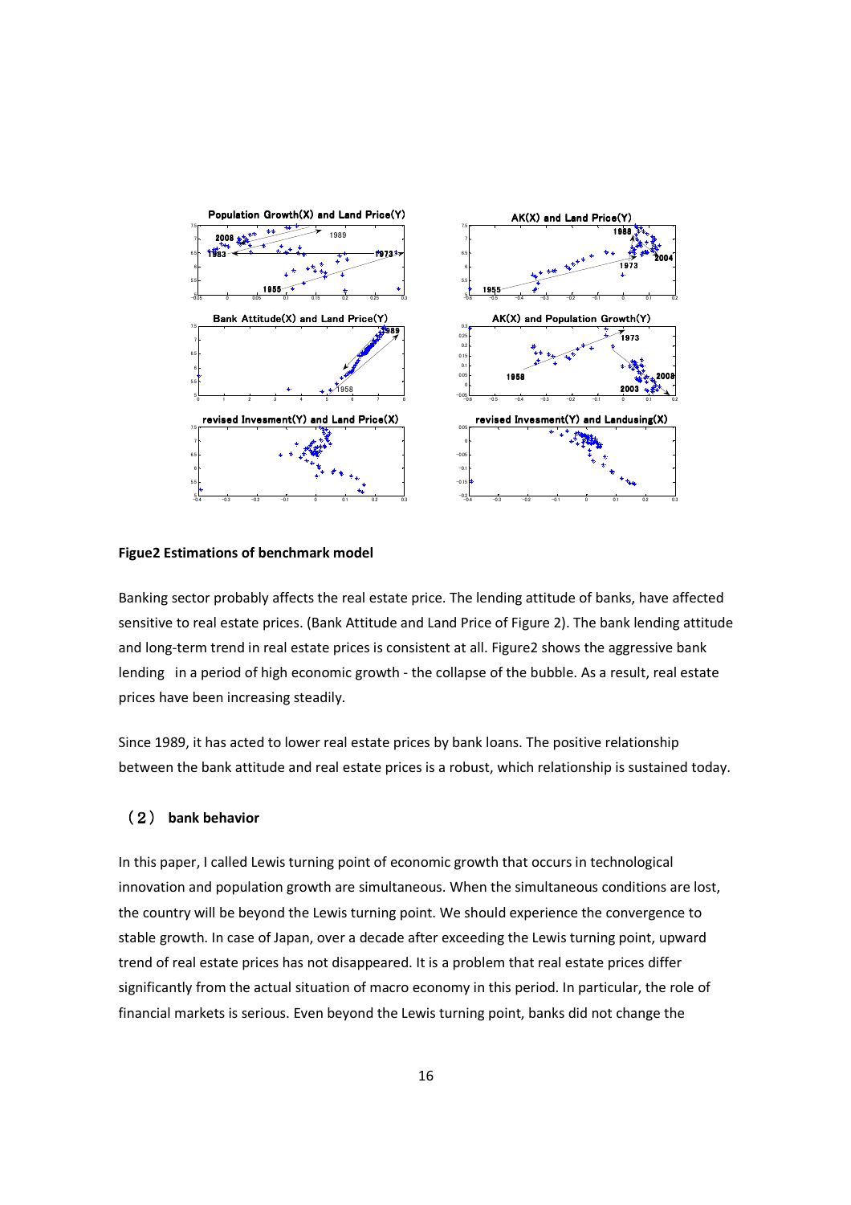**Figue2 Estimations of benchmark model**

Banking sector probably affects the real estate price. The lending attitude of banks, have affected sensitive to real estate prices. (Bank Attitude and Land Price of Figure 2). The bank lending attitude and long-term trend in real estate prices is consistent at all. Figure2 shows the aggressive bank lending  in a period of high economic growth - the collapse of the bubble. As a result, real estate prices have been increasing steadily.

Since 1989, it has acted to lower real estate prices by bank loans. The positive relationship between the bank attitude and real estate prices is a robust, which relationship is sustained today.

### （２） bank behavior

In this paper, I called Lewis turning point of economic growth that occurs in technological innovation and population growth are simultaneous. When the simultaneous conditions are lost, the country will be beyond the Lewis turning point. We should experience the convergence to stable growth. In case of Japan, over a decade after exceeding the Lewis turning point, upward trend of real estate prices has not disappeared. It is a problem that real estate prices differ significantly from the actual situation of macro economy in this period. In particular, the role of financial markets is serious. Even beyond the Lewis turning point, banks did not change the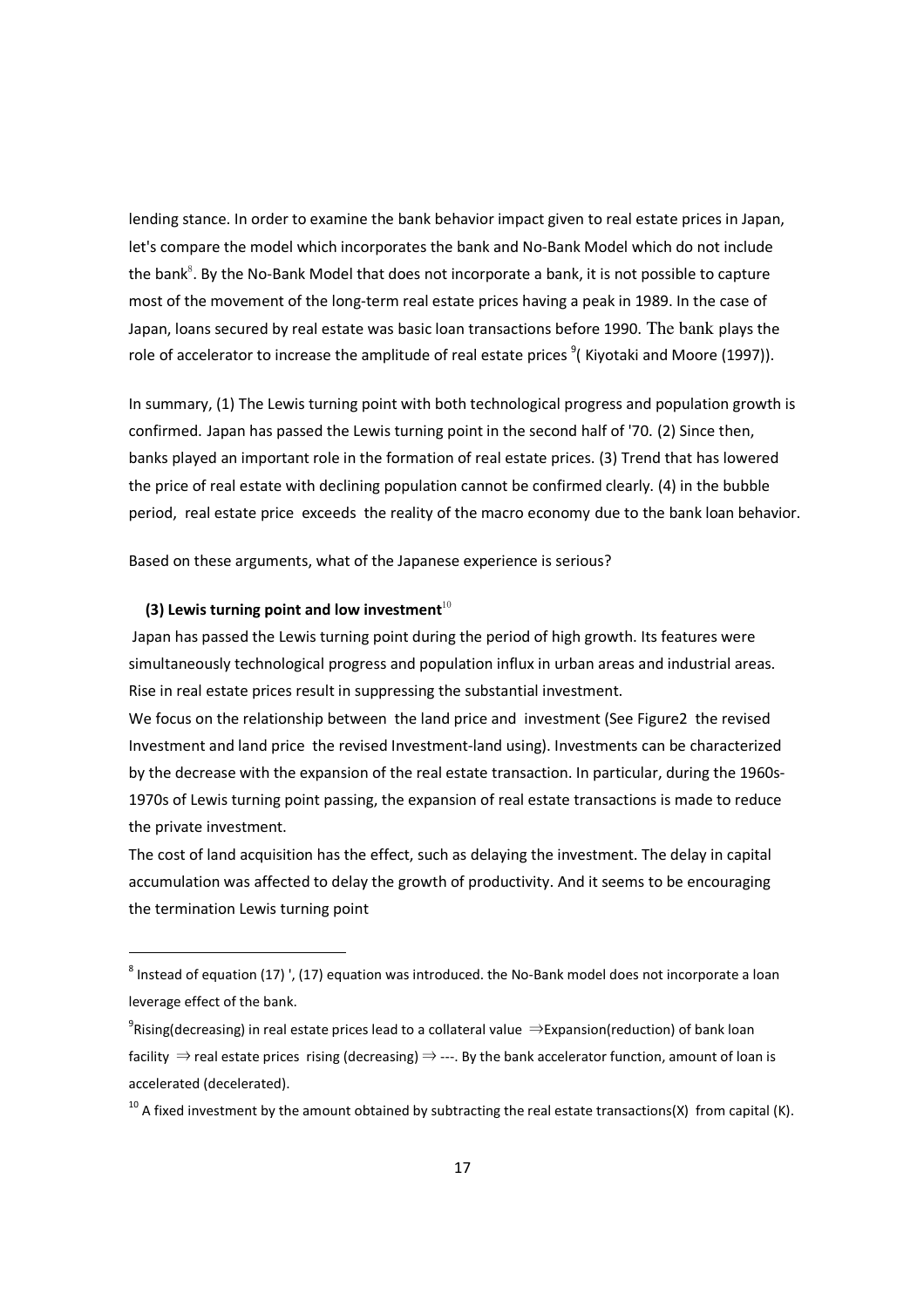lending stance. In order to examine the bank behavior impact given to real estate prices in Japan, let's compare the model which incorporates the bank and No-Bank Model which do not include the bank[8]. By the No-Bank Model that does not incorporate a bank, it is not possible to capture most of the movement of the long-term real estate prices having a peak in 1989. In the case of Japan, loans secured by real estate was basic loan transactions before 1990. The bank plays the role of accelerator to increase the amplitude of real estate prices [9]( Kiyotaki and Moore (1997)).

In summary, (1) The Lewis turning point with both technological progress and population growth is confirmed. Japan has passed the Lewis turning point in the second half of '70. (2) Since then, banks played an important role in the formation of real estate prices. (3) Trend that has lowered the price of real estate with declining population cannot be confirmed clearly. (4) in the bubble period, real estate price exceeds the reality of the macro economy due to the bank loan behavior.

Based on these arguments, what of the Japanese experience is serious?

### (3) Lewis turning point and low investment[10]

Japan has passed the Lewis turning point during the period of high growth. Its features were simultaneously technological progress and population influx in urban areas and industrial areas. Rise in real estate prices result in suppressing the substantial investment.

We focus on the relationship between the land price and investment (See Figure2 the revised Investment and land price the revised Investment-land using). Investments can be characterized by the decrease with the expansion of the real estate transaction. In particular, during the 1960s-1970s of Lewis turning point passing, the expansion of real estate transactions is made to reduce the private investment.

The cost of land acquisition has the effect, such as delaying the investment. The delay in capital accumulation was affected to delay the growth of productivity. And it seems to be encouraging the termination Lewis turning point

---

[8] Instead of equation (17) ', (17) equation was introduced. the No-Bank model does not incorporate a loan leverage effect of the bank.

[9] Rising(decreasing) in real estate prices lead to a collateral value ⇒Expansion(reduction) of bank loan facility ⇒ real estate prices rising (decreasing) ⇒ ---. By the bank accelerator function, amount of loan is accelerated (decelerated).

[10] A fixed investment by the amount obtained by subtracting the real estate transactions(X) from capital (K).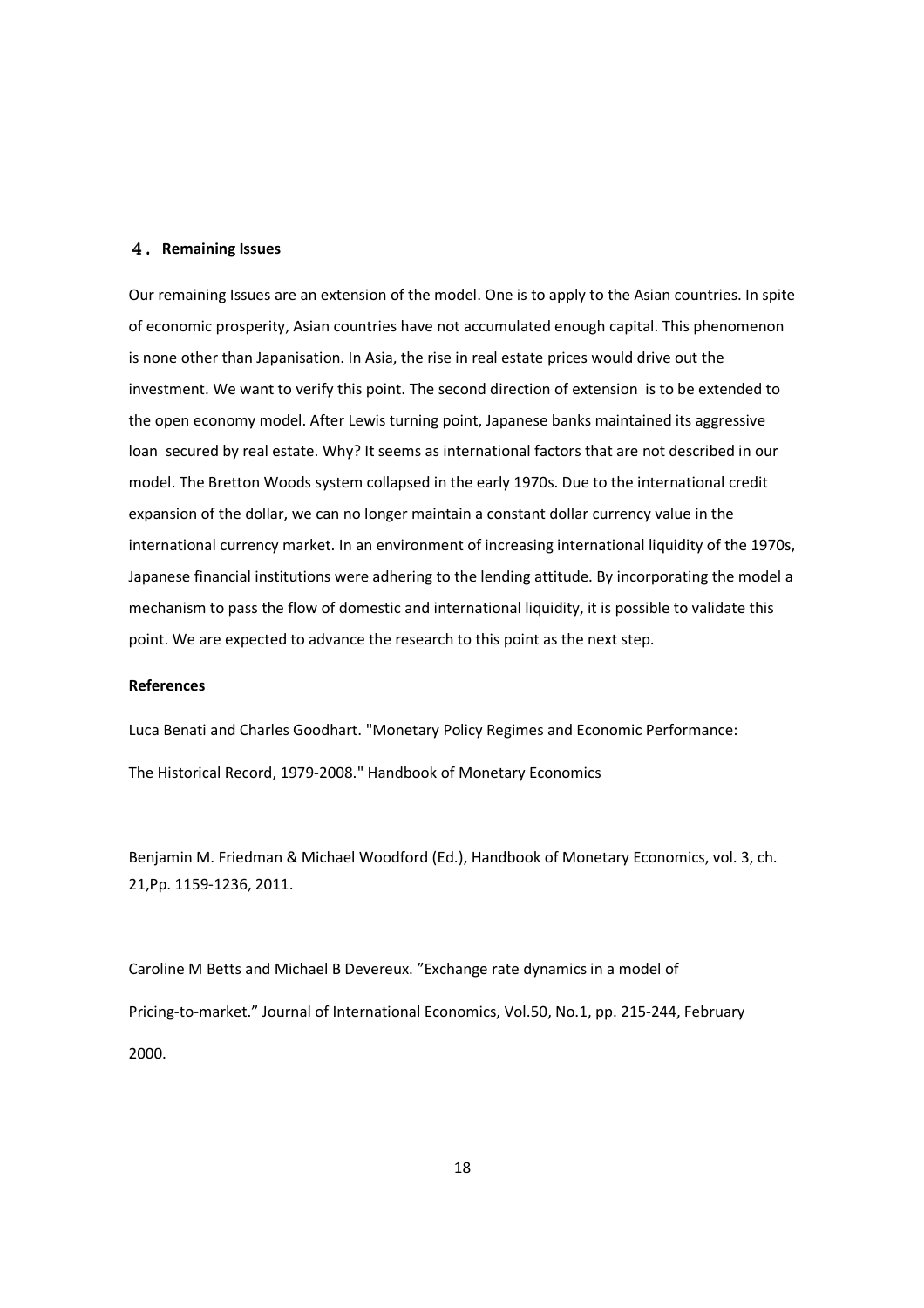## 4. Remaining Issues

Our remaining Issues are an extension of the model. One is to apply to the Asian countries. In spite of economic prosperity, Asian countries have not accumulated enough capital. This phenomenon is none other than Japanisation. In Asia, the rise in real estate prices would drive out the investment. We want to verify this point. The second direction of extension is to be extended to the open economy model. After Lewis turning point, Japanese banks maintained its aggressive loan secured by real estate. Why? It seems as international factors that are not described in our model. The Bretton Woods system collapsed in the early 1970s. Due to the international credit expansion of the dollar, we can no longer maintain a constant dollar currency value in the international currency market. In an environment of increasing international liquidity of the 1970s, Japanese financial institutions were adhering to the lending attitude. By incorporating the model a mechanism to pass the flow of domestic and international liquidity, it is possible to validate this point. We are expected to advance the research to this point as the next step.

**References**

Luca Benati and Charles Goodhart. "Monetary Policy Regimes and Economic Performance: The Historical Record, 1979-2008." Handbook of Monetary Economics

Benjamin M. Friedman & Michael Woodford (Ed.), Handbook of Monetary Economics, vol. 3, ch. 21,Pp. 1159-1236, 2011.

Caroline M Betts and Michael B Devereux. "Exchange rate dynamics in a model of Pricing-to-market." Journal of International Economics, Vol.50, No.1, pp. 215-244, February 2000.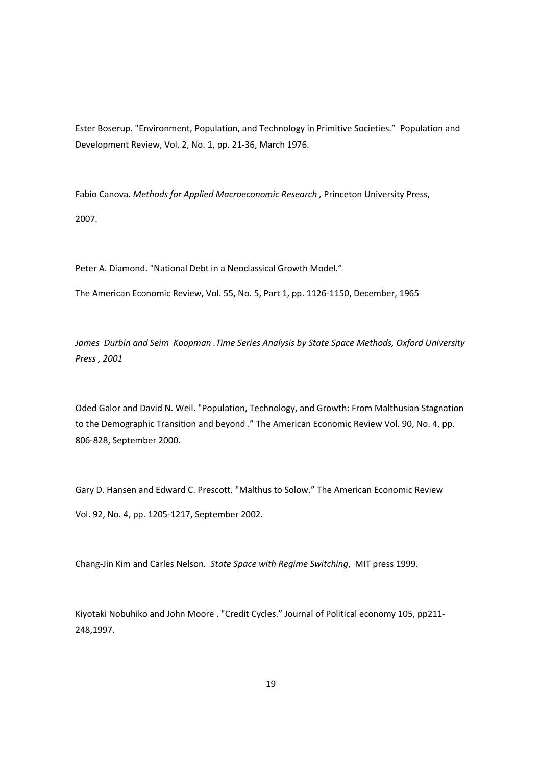Ester Boserup. "Environment, Population, and Technology in Primitive Societies." Population and Development Review, Vol. 2, No. 1, pp. 21-36, March 1976.

Fabio Canova. *Methods for Applied Macroeconomic Research ,* Princeton University Press, 2007.

Peter A. Diamond. "National Debt in a Neoclassical Growth Model." The American Economic Review, Vol. 55, No. 5, Part 1, pp. 1126-1150, December, 1965

*James Durbin and Seim Koopman .Time Series Analysis by State Space Methods, Oxford University Press , 2001*

Oded Galor and David N. Weil. "Population, Technology, and Growth: From Malthusian Stagnation to the Demographic Transition and beyond ." The American Economic Review Vol. 90, No. 4, pp. 806-828, September 2000.

Gary D. Hansen and Edward C. Prescott. "Malthus to Solow." The American Economic Review Vol. 92, No. 4, pp. 1205-1217, September 2002.

Chang-Jin Kim and Carles Nelson*. State Space with Regime Switching*, MIT press 1999.

Kiyotaki Nobuhiko and John Moore . "Credit Cycles." Journal of Political economy 105, pp211-248,1997.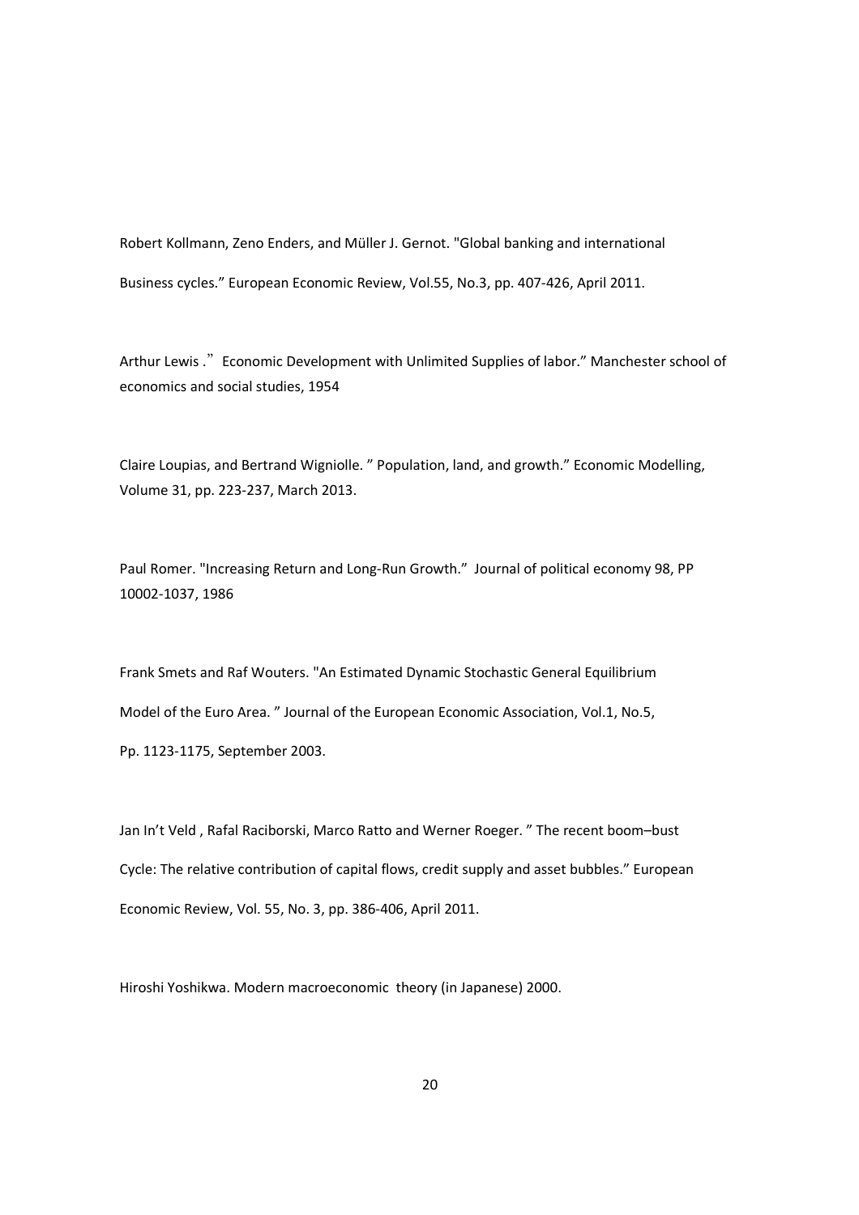Robert Kollmann, Zeno Enders, and Müller J. Gernot. "Global banking and international Business cycles." European Economic Review, Vol.55, No.3, pp. 407-426, April 2011.

Arthur Lewis ." Economic Development with Unlimited Supplies of labor." Manchester school of economics and social studies, 1954

Claire Loupias, and Bertrand Wigniolle. " Population, land, and growth." Economic Modelling, Volume 31, pp. 223-237, March 2013.

Paul Romer. "Increasing Return and Long-Run Growth." Journal of political economy 98, PP 10002-1037, 1986

Frank Smets and Raf Wouters. "An Estimated Dynamic Stochastic General Equilibrium Model of the Euro Area. " Journal of the European Economic Association, Vol.1, No.5, Pp. 1123-1175, September 2003.

Jan In't Veld , Rafal Raciborski, Marco Ratto and Werner Roeger. " The recent boom–bust Cycle: The relative contribution of capital flows, credit supply and asset bubbles." European Economic Review, Vol. 55, No. 3, pp. 386-406, April 2011.

Hiroshi Yoshikwa. Modern macroeconomic theory (in Japanese) 2000.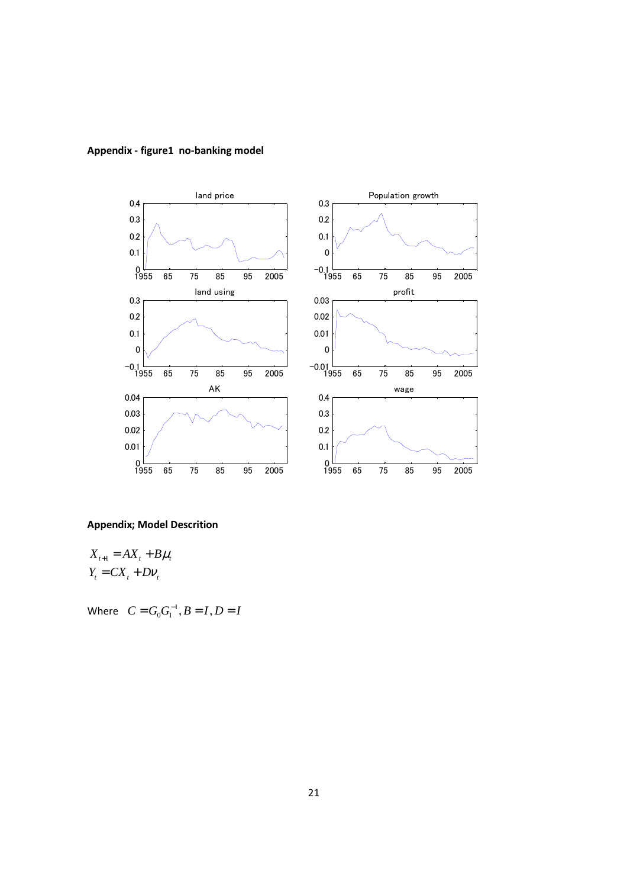**Appendix - figure1 no-banking model**

**Appendix; Model Descrition**

$$X_{t+1} = AX_t + B\mu_t$$
$$Y_t = CX_t + D\nu_t$$

Where $C = G_0 G_1^{-1}, B = I, D = I$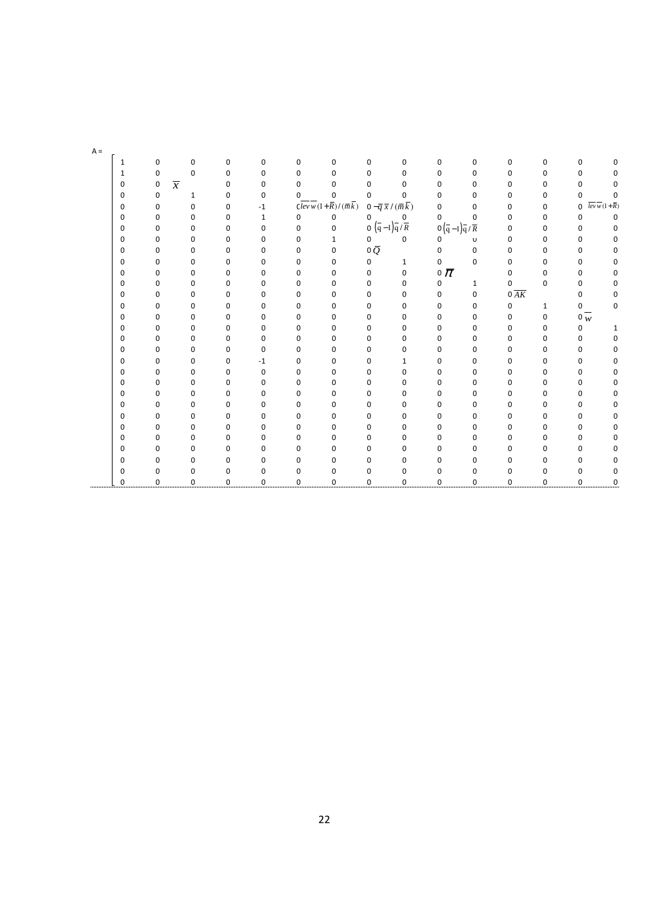$$
A = \begin{bmatrix}
1 & 0 & 0 & 0 & 0 & 0 & 0 & 0 & 0 & 0 & 0 & 0 & 0 & 0 & 0 \\
1 & 0 & 0 & 0 & 0 & 0 & 0 & 0 & 0 & 0 & 0 & 0 & 0 & 0 & 0 \\
0 & 0 & \overline{x} & 0 & 0 & 0 & 0 & 0 & 0 & 0 & 0 & 0 & 0 & 0 & 0 \\
0 & 0 & 1 & 0 & 0 & 0 & 0 & 0 & 0 & 0 & 0 & 0 & 0 & 0 & 0 \\
0 & 0 & 0 & 0 & -1 & 0 & \overline{lev}\,\overline{w}(1+\overline{R})/(\overline{m}\,\overline{k}) & 0 & -\overline{q}\,\overline{x}/(\overline{m}\,\overline{k}) & 0 & 0 & 0 & 0 & 0 & \overline{lev}\,\overline{w}(1+\overline{R}) \\
0 & 0 & 0 & 0 & 1 & 0 & 0 & 0 & 0 & 0 & 0 & 0 & 0 & 0 & 0 \\
0 & 0 & 0 & 0 & 0 & 0 & 0 & 0 & (\overline{q}-1)\overline{q}/\overline{R} & 0 & (\overline{q}-1)\overline{q}/\overline{R} & 0 & 0 & 0 & 0 \\
0 & 0 & 0 & 0 & 0 & 0 & 1 & 0 & 0 & 0 & 0 & 0 & 0 & 0 & 0 \\
0 & 0 & 0 & 0 & 0 & 0 & 0 & 0 & \overline{Q} & 0 & 0 & 0 & 0 & 0 & 0 \\
0 & 0 & 0 & 0 & 0 & 0 & 0 & 0 & 1 & 0 & 0 & 0 & 0 & 0 & 0 \\
0 & 0 & 0 & 0 & 0 & 0 & 0 & 0 & 0 & 0 & \overline{\pi} & 0 & 0 & 0 & 0 \\
0 & 0 & 0 & 0 & 0 & 0 & 0 & 0 & 0 & 0 & 1 & 0 & 0 & 0 & 0 \\
0 & 0 & 0 & 0 & 0 & 0 & 0 & 0 & 0 & 0 & 0 & 0 & \overline{AK} & 0 & 0 \\
0 & 0 & 0 & 0 & 0 & 0 & 0 & 0 & 0 & 0 & 0 & 0 & 1 & 0 & 0 \\
0 & 0 & 0 & 0 & 0 & 0 & 0 & 0 & 0 & 0 & 0 & 0 & 0 & 0 & \overline{w} \\
0 & 0 & 0 & 0 & 0 & 0 & 0 & 0 & 0 & 0 & 0 & 0 & 0 & 0 & 1 \\
0 & 0 & 0 & 0 & 0 & 0 & 0 & 0 & 0 & 0 & 0 & 0 & 0 & 0 & 0 \\
0 & 0 & 0 & 0 & 0 & 0 & 0 & 0 & 0 & 0 & 0 & 0 & 0 & 0 & 0 \\
0 & 0 & 0 & 0 & -1 & 0 & 0 & 0 & 1 & 0 & 0 & 0 & 0 & 0 & 0 \\
0 & 0 & 0 & 0 & 0 & 0 & 0 & 0 & 0 & 0 & 0 & 0 & 0 & 0 & 0 \\
0 & 0 & 0 & 0 & 0 & 0 & 0 & 0 & 0 & 0 & 0 & 0 & 0 & 0 & 0 \\
0 & 0 & 0 & 0 & 0 & 0 & 0 & 0 & 0 & 0 & 0 & 0 & 0 & 0 & 0 \\
0 & 0 & 0 & 0 & 0 & 0 & 0 & 0 & 0 & 0 & 0 & 0 & 0 & 0 & 0 \\
0 & 0 & 0 & 0 & 0 & 0 & 0 & 0 & 0 & 0 & 0 & 0 & 0 & 0 & 0 \\
0 & 0 & 0 & 0 & 0 & 0 & 0 & 0 & 0 & 0 & 0 & 0 & 0 & 0 & 0 \\
0 & 0 & 0 & 0 & 0 & 0 & 0 & 0 & 0 & 0 & 0 & 0 & 0 & 0 & 0 \\
0 & 0 & 0 & 0 & 0 & 0 & 0 & 0 & 0 & 0 & 0 & 0 & 0 & 0 & 0 \\
0 & 0 & 0 & 0 & 0 & 0 & 0 & 0 & 0 & 0 & 0 & 0 & 0 & 0 & 0 \\
0 & 0 & 0 & 0 & 0 & 0 & 0 & 0 & 0 & 0 & 0 & 0 & 0 & 0 & 0 \\
0 & 0 & 0 & 0 & 0 & 0 & 0 & 0 & 0 & 0 & 0 & 0 & 0 & 0 & 0
\end{bmatrix}
$$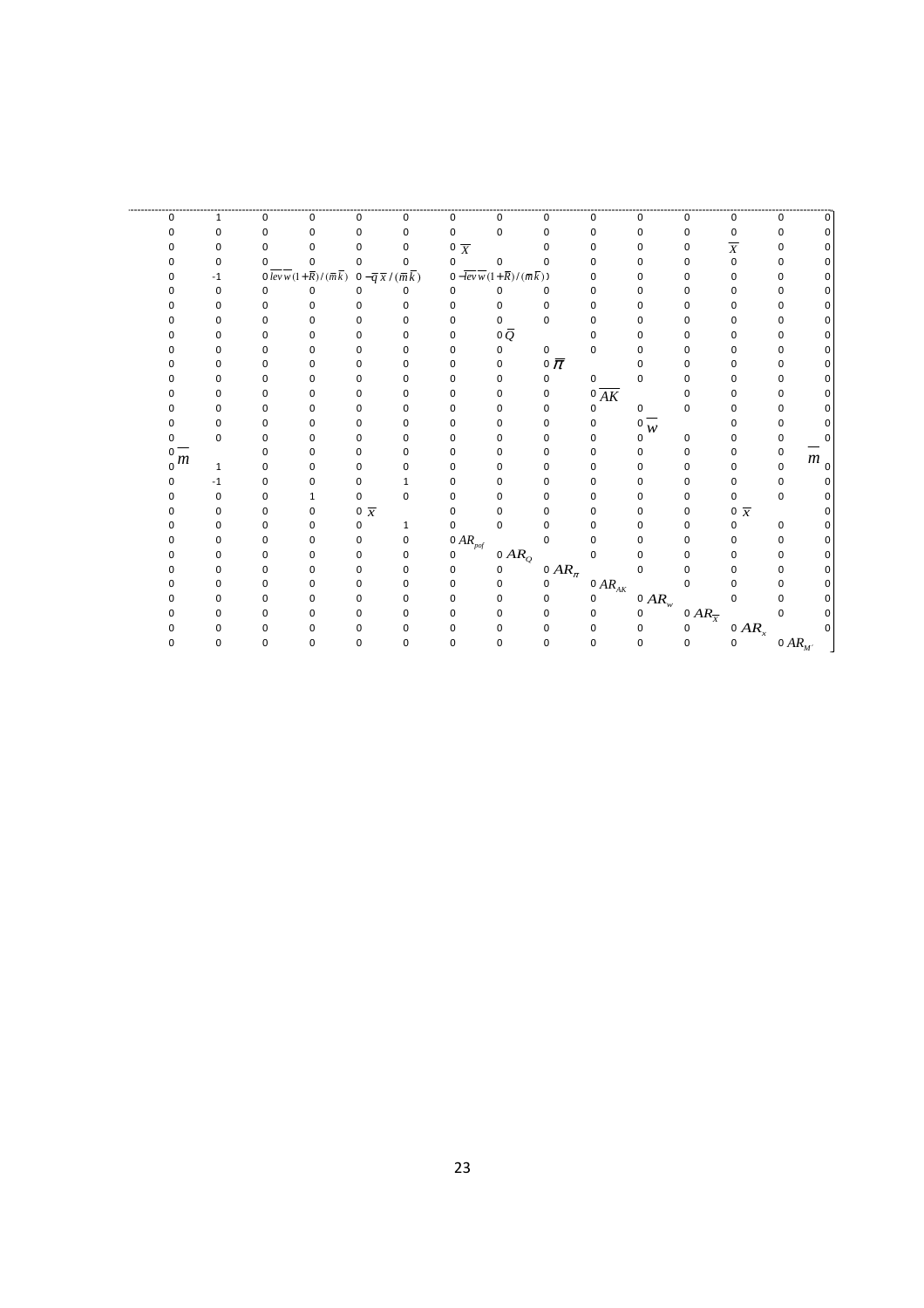$$
\left.
\begin{array}{ccccccccccccccc}
0 & 1 & 0 & 0 & 0 & 0 & 0 & 0 & 0 & 0 & 0 & 0 & 0 & 0 & 0 \\
0 & 0 & 0 & 0 & 0 & 0 & 0 & 0 & 0 & 0 & 0 & 0 & 0 & 0 & 0 \\
0 & 0 & 0 & 0 & 0 & 0 & 0 & \overline{X} & 0 & 0 & 0 & 0 & \overline{X} & 0 & 0 \\
0 & 0 & 0 & 0 & 0 & 0 & 0 & 0 & 0 & 0 & 0 & 0 & 0 & 0 & 0 \\
0 & -1 & 0 & \overline{lev}\,\overline{w}(1+\overline{R})/(\overline{m}\,\overline{k}) & 0 & -\overline{q}\,\overline{x}/(\overline{m}\,\overline{k}) & 0 & -\overline{lev}\,\overline{w}(1+\overline{R})/(\overline{m}\,\overline{k}) & & 0 & 0 & 0 & 0 & 0 & 0 \\
0 & 0 & 0 & 0 & 0 & 0 & 0 & 0 & 0 & 0 & 0 & 0 & 0 & 0 & 0 \\
0 & 0 & 0 & 0 & 0 & 0 & 0 & 0 & 0 & 0 & 0 & 0 & 0 & 0 & 0 \\
0 & 0 & 0 & 0 & 0 & 0 & 0 & 0 & 0 & 0 & 0 & 0 & 0 & 0 & 0 \\
0 & 0 & 0 & 0 & 0 & 0 & 0 & 0 & \overline{Q} & 0 & 0 & 0 & 0 & 0 & 0 \\
0 & 0 & 0 & 0 & 0 & 0 & 0 & 0 & 0 & 0 & 0 & 0 & 0 & 0 & 0 \\
0 & 0 & 0 & 0 & 0 & 0 & 0 & 0 & 0 & \overline{\pi} & 0 & 0 & 0 & 0 & 0 \\
0 & 0 & 0 & 0 & 0 & 0 & 0 & 0 & 0 & 0 & 0 & 0 & 0 & 0 & 0 \\
0 & 0 & 0 & 0 & 0 & 0 & 0 & 0 & 0 & 0 & \overline{AK} & 0 & 0 & 0 & 0 \\
0 & 0 & 0 & 0 & 0 & 0 & 0 & 0 & 0 & 0 & 0 & 0 & 0 & 0 & 0 \\
0 & 0 & 0 & 0 & 0 & 0 & 0 & 0 & 0 & 0 & 0 & \overline{w} & 0 & 0 & 0 \\
0 & 0 & 0 & 0 & 0 & 0 & 0 & 0 & 0 & 0 & 0 & 0 & 0 & 0 & 0 \\
0 & \overline{m} & 0 & 0 & 0 & 0 & 0 & 0 & 0 & 0 & 0 & 0 & 0 & 0 & \overline{m} \\
0 & 1 & 0 & 0 & 0 & 0 & 0 & 0 & 0 & 0 & 0 & 0 & 0 & 0 & 0 \\
0 & -1 & 0 & 0 & 0 & 1 & 0 & 0 & 0 & 0 & 0 & 0 & 0 & 0 & 0 \\
0 & 0 & 0 & 1 & 0 & 0 & 0 & 0 & 0 & 0 & 0 & 0 & 0 & 0 & 0 \\
0 & 0 & 0 & 0 & 0 & \overline{x} & 0 & 0 & 0 & 0 & 0 & 0 & 0 & \overline{x} & 0 \\
0 & 0 & 0 & 0 & 0 & 1 & 0 & 0 & 0 & 0 & 0 & 0 & 0 & 0 & 0 \\
0 & 0 & 0 & 0 & 0 & 0 & 0 & AR_{pof} & 0 & 0 & 0 & 0 & 0 & 0 & 0 \\
0 & 0 & 0 & 0 & 0 & 0 & 0 & 0 & AR_{Q} & 0 & 0 & 0 & 0 & 0 & 0 \\
0 & 0 & 0 & 0 & 0 & 0 & 0 & 0 & 0 & AR_{\pi} & 0 & 0 & 0 & 0 & 0 \\
0 & 0 & 0 & 0 & 0 & 0 & 0 & 0 & 0 & 0 & AR_{AK} & 0 & 0 & 0 & 0 \\
0 & 0 & 0 & 0 & 0 & 0 & 0 & 0 & 0 & 0 & 0 & AR_{w} & 0 & 0 & 0 \\
0 & 0 & 0 & 0 & 0 & 0 & 0 & 0 & 0 & 0 & 0 & 0 & AR_{\overline{X}} & 0 & 0 \\
0 & 0 & 0 & 0 & 0 & 0 & 0 & 0 & 0 & 0 & 0 & 0 & 0 & AR_{x} & 0 \\
0 & 0 & 0 & 0 & 0 & 0 & 0 & 0 & 0 & 0 & 0 & 0 & 0 & 0 & AR_{M'}
\end{array}
\right]
$$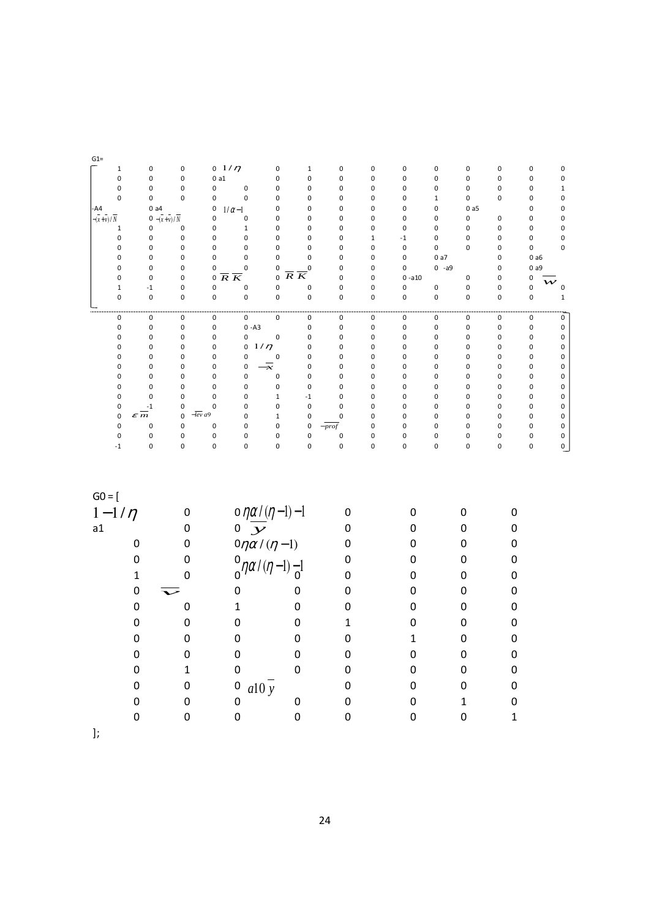G1=

$$
\left[\begin{array}{ccccccccccccccc}
1 & 0 & 0 & 0 & 1/\eta & 0 & 1 & 0 & 0 & 0 & 0 & 0 & 0 & 0 & 0 \\
0 & 0 & 0 & 0 & a1 & 0 & 0 & 0 & 0 & 0 & 0 & 0 & 0 & 0 & 0 \\
0 & 0 & 0 & 0 & 0 & 0 & 0 & 0 & 0 & 0 & 0 & 0 & 0 & 0 & 1 \\
0 & 0 & 0 & 0 & 0 & 0 & 0 & 0 & 0 & 0 & 1 & 0 & 0 & 0 & 0 \\
-A4 & 0 & a4 & 0 & 1/\alpha-1 & 0 & 0 & 0 & 0 & 0 & 0 & 0 & a5 & 0 & 0 \\
-(\bar{x}+\bar{v})/\bar{N} & 0 & -(\bar{x}+\bar{v})/\bar{N} & 0 & 0 & 0 & 0 & 0 & 0 & 0 & 0 & 0 & 0 & 0 & 0 \\
1 & 0 & 0 & 0 & 1 & 0 & 0 & 0 & 0 & 0 & 0 & 0 & 0 & 0 & 0 \\
0 & 0 & 0 & 0 & 0 & 0 & 0 & 0 & 1 & -1 & 0 & 0 & 0 & 0 & 0 \\
0 & 0 & 0 & 0 & 0 & 0 & 0 & 0 & 0 & 0 & 0 & 0 & 0 & 0 & 0 \\
0 & 0 & 0 & 0 & 0 & 0 & 0 & 0 & 0 & 0 & 0 & a7 & 0 & 0 & a6 \\
0 & 0 & 0 & 0 & 0 & 0 & 0 & 0 & 0 & 0 & 0 & -a9 & 0 & 0 & a9 \\
0 & 0 & 0 & 0 & \bar{R}\bar{K} & 0 & \bar{R}\bar{K} & 0 & 0 & 0 & -a10 & 0 & 0 & 0 & \bar{w} \\
1 & -1 & 0 & 0 & 0 & 0 & 0 & 0 & 0 & 0 & 0 & 0 & 0 & 0 & 0 \\
0 & 0 & 0 & 0 & 0 & 0 & 0 & 0 & 0 & 0 & 0 & 0 & 0 & 0 & 1 \\
\hline
0 & 0 & 0 & 0 & 0 & 0 & 0 & 0 & 0 & 0 & 0 & 0 & 0 & 0 & 0 \\
0 & 0 & 0 & 0 & 0 & -A3 & 0 & 0 & 0 & 0 & 0 & 0 & 0 & 0 & 0 \\
0 & 0 & 0 & 0 & 0 & 0 & 0 & 0 & 0 & 0 & 0 & 0 & 0 & 0 & 0 \\
0 & 0 & 0 & 0 & 0 & 1/\eta & 0 & 0 & 0 & 0 & 0 & 0 & 0 & 0 & 0 \\
0 & 0 & 0 & 0 & 0 & 0 & 0 & 0 & 0 & 0 & 0 & 0 & 0 & 0 & 0 \\
0 & 0 & 0 & 0 & 0 & -\bar{x} & 0 & 0 & 0 & 0 & 0 & 0 & 0 & 0 & 0 \\
0 & 0 & 0 & 0 & 0 & 0 & 0 & 0 & 0 & 0 & 0 & 0 & 0 & 0 & 0 \\
0 & 0 & 0 & 0 & 0 & 0 & 0 & 0 & 0 & 0 & 0 & 0 & 0 & 0 & 0 \\
0 & 0 & 0 & 0 & 0 & 1 & -1 & 0 & 0 & 0 & 0 & 0 & 0 & 0 & 0 \\
0 & -1 & 0 & 0 & 0 & 0 & 0 & 0 & 0 & 0 & 0 & 0 & 0 & 0 & 0 \\
0 & \varepsilon\bar{m} & 0 & -\overline{lev}\,a9 & 0 & 1 & 0 & 0 & 0 & 0 & 0 & 0 & 0 & 0 & 0 \\
0 & 0 & 0 & 0 & 0 & 0 & 0 & -\overline{prof} & 0 & 0 & 0 & 0 & 0 & 0 & 0 \\
0 & 0 & 0 & 0 & 0 & 0 & 0 & 0 & 0 & 0 & 0 & 0 & 0 & 0 & 0 \\
-1 & 0 & 0 & 0 & 0 & 0 & 0 & 0 & 0 & 0 & 0 & 0 & 0 & 0 & 0
\end{array}\right]
$$

G0 = [

$$
\begin{array}{cccccccc}
1-1/\eta & 0 & 0 & \eta\alpha/(\eta-1)-1 & 0 & 0 & 0 & 0 \\
a1 & 0 & 0 & \bar{y} & 0 & 0 & 0 & 0 \\
0 & 0 & 0 & \eta\alpha/(\eta-1) & 0 & 0 & 0 & 0 \\
0 & 0 & 0 & \eta\alpha/(\eta-1)-1 & 0 & 0 & 0 & 0 \\
1 & 0 & 0 & 0 & 0 & 0 & 0 & 0 \\
0 & \bar{v} & 0 & 0 & 0 & 0 & 0 & 0 \\
0 & 0 & 1 & 0 & 0 & 0 & 0 & 0 \\
0 & 0 & 0 & 0 & 1 & 0 & 0 & 0 \\
0 & 0 & 0 & 0 & 0 & 1 & 0 & 0 \\
0 & 0 & 0 & 0 & 0 & 0 & 0 & 0 \\
0 & 1 & 0 & 0 & 0 & 0 & 0 & 0 \\
0 & 0 & 0 & a10\,\bar{y} & 0 & 0 & 0 & 0 \\
0 & 0 & 0 & 0 & 0 & 0 & 1 & 0 \\
0 & 0 & 0 & 0 & 0 & 0 & 0 & 1
\end{array}
$$

];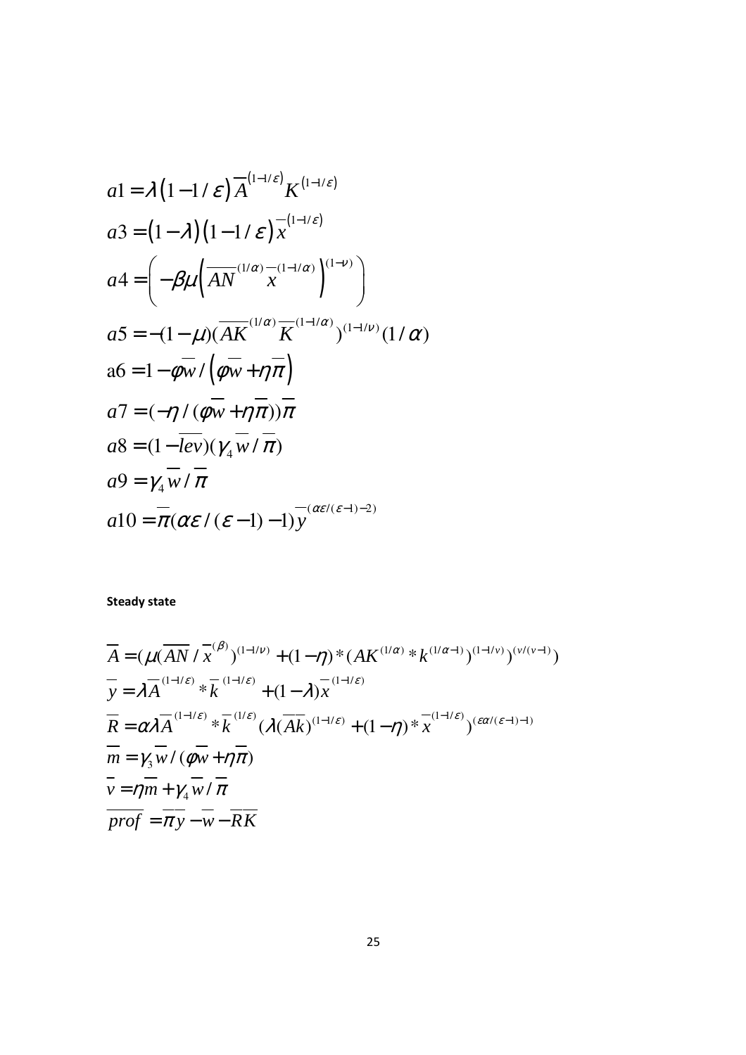$$a1 = \lambda\left(1 - 1/\varepsilon\right)\overline{A}^{(1-1/\varepsilon)}K^{(1-1/\varepsilon)}$$

$$a3 = \left(1 - \lambda\right)\left(1 - 1/\varepsilon\right)\overline{x}^{(1-1/\varepsilon)}$$

$$a4 = \left(-\beta\mu\left(\overline{AN}^{(1/\alpha)}\overline{x}^{-(1-1/\alpha)}\right)^{(1-\nu)}\right)$$

$$a5 = -(1-\mu)(\overline{AK}^{(1/\alpha)}\overline{K}^{(1-1/\alpha)})^{(1-1/\nu)}(1/\alpha)$$

$$\text{a6} = 1 - \varphi\overline{w}/\left(\varphi\overline{w} + \eta\overline{\pi}\right)$$

$$a7 = (-\eta/(\varphi\overline{w} + \eta\overline{\pi}))\overline{\pi}$$

$$a8 = (1 - \overline{lev})(\gamma_4\overline{w}/\overline{\pi})$$

$$a9 = \gamma_4\overline{w}/\overline{\pi}$$

$$a10 = \overline{\pi}(\alpha\varepsilon/(\varepsilon-1) - 1)\overline{y}^{(\alpha\varepsilon/(\varepsilon-1)-2)}$$

**Steady state**

$$\overline{A} = (\mu(\overline{AN}/\overline{x}^{(\beta)})^{(1-1/\nu)} + (1-\eta)*(AK^{(1/\alpha)}*k^{(1/\alpha-1)})^{(1-1/\nu)})^{(\nu/(\nu-1))})$$

$$\overline{y} = \lambda\overline{A}^{(1-1/\varepsilon)}*\overline{k}^{(1-1/\varepsilon)} + (1-\lambda)\overline{x}^{(1-1/\varepsilon)}$$

$$\overline{R} = \alpha\lambda\overline{A}^{(1-1/\varepsilon)}*\overline{k}^{(1/\varepsilon)}(\lambda(\overline{A}\overline{k})^{(1-1/\varepsilon)} + (1-\eta)*\overline{x}^{(1-1/\varepsilon)})^{(\varepsilon\alpha/(\varepsilon-1)-1)}$$

$$\overline{m} = \gamma_3\overline{w}/(\varphi\overline{w} + \eta\overline{\pi})$$

$$\overline{v} = \eta\overline{m} + \gamma_4\overline{w}/\overline{\pi}$$

$$\overline{prof} = \overline{\pi}\overline{y} - \overline{w} - \overline{R}\overline{K}$$